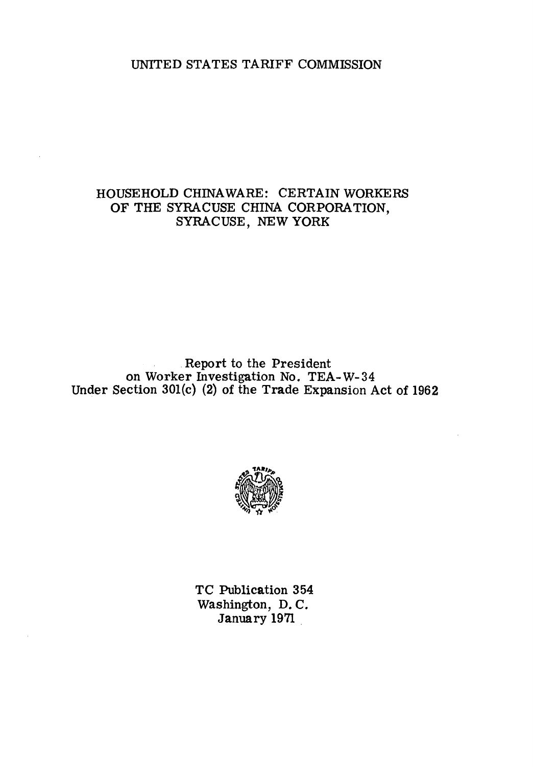UNITED STATES TARIFF COMMISSION

# HOUSEHOLD CHINAWARE: CERTAIN WORKERS OF THE SYRACUSE CHINA CORPORATION, SYRACUSE, NEW YORK

Report to the President
on Worker Investigation No. TEA-W-34
Under Section 301(c) (2) of the Trade Expansion Act of 1962

TC Publication 354
Washington, D. C.
January 1971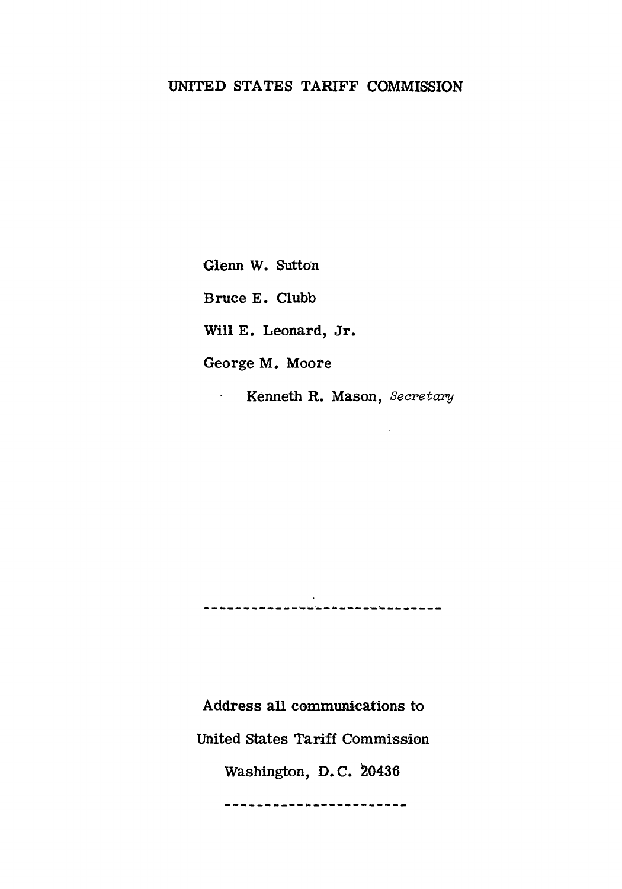UNITED STATES TARIFF COMMISSION

Glenn W. Sutton

Bruce E. Clubb

Will E. Leonard, Jr.

George M. Moore

Kenneth R. Mason, *Secretary*

---

Address all communications to

United States Tariff Commission

Washington, D.C. 20436

---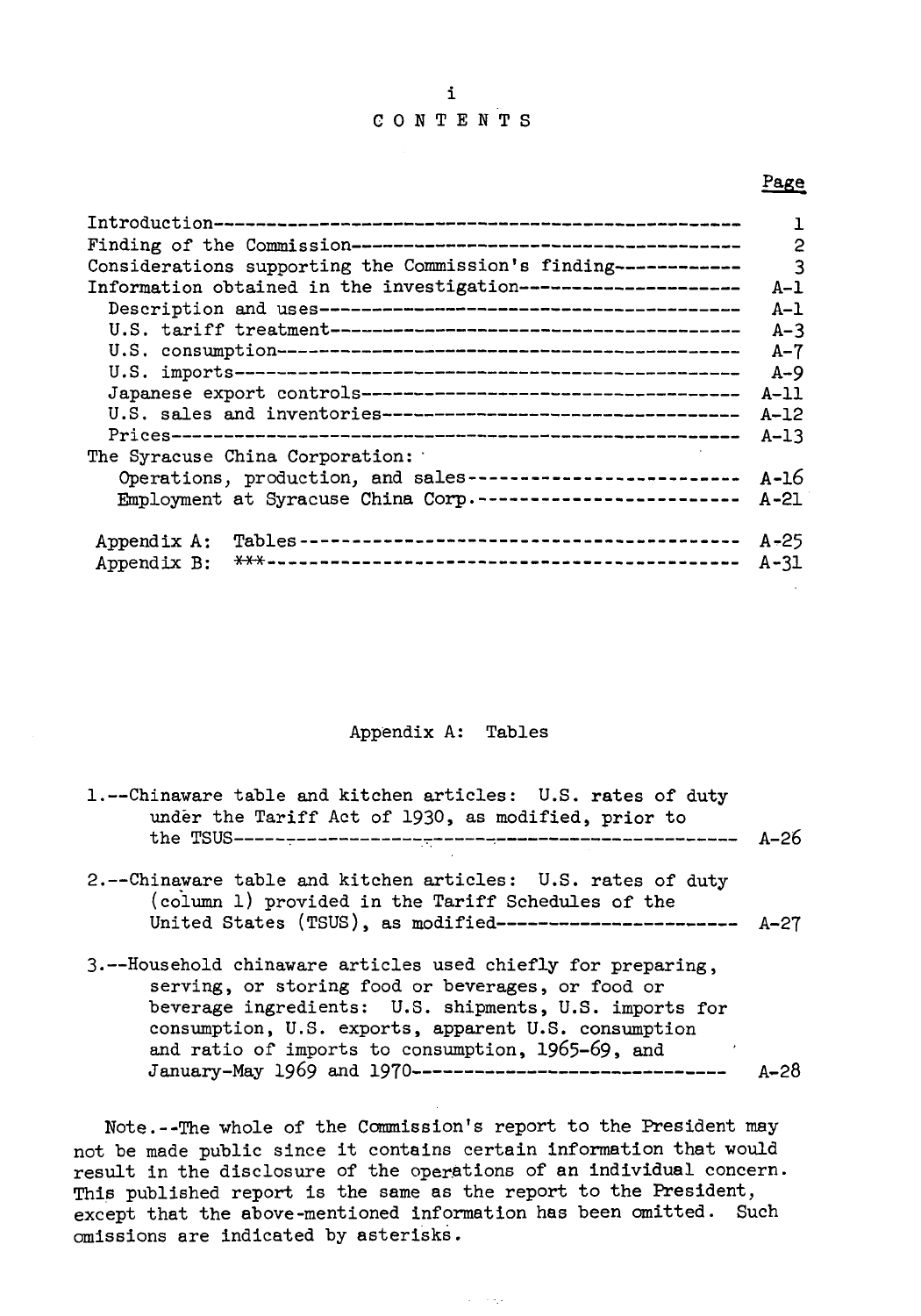# CONTENTS

| | Page |
|---|---|
| Introduction | 1 |
| Finding of the Commission | 2 |
| Considerations supporting the Commission's finding | 3 |
| Information obtained in the investigation | A-1 |
| Description and uses | A-1 |
| U.S. tariff treatment | A-3 |
| U.S. consumption | A-7 |
| U.S. imports | A-9 |
| Japanese export controls | A-11 |
| U.S. sales and inventories | A-12 |
| Prices | A-13 |
| The Syracuse China Corporation: | |
| Operations, production, and sales | A-16 |
| Employment at Syracuse China Corp. | A-21 |
| Appendix A: Tables | A-25 |
| Appendix B: *** | A-31 |

## Appendix A: Tables

| | |
|---|---|
| 1.--Chinaware table and kitchen articles: U.S. rates of duty under the Tariff Act of 1930, as modified, prior to the TSUS | A-26 |
| 2.--Chinaware table and kitchen articles: U.S. rates of duty (column 1) provided in the Tariff Schedules of the United States (TSUS), as modified | A-27 |
| 3.--Household chinaware articles used chiefly for preparing, serving, or storing food or beverages, or food or beverage ingredients: U.S. shipments, U.S. imports for consumption, U.S. exports, apparent U.S. consumption and ratio of imports to consumption, 1965-69, and January-May 1969 and 1970 | A-28 |

Note.--The whole of the Commission's report to the President may not be made public since it contains certain information that would result in the disclosure of the operations of an individual concern. This published report is the same as the report to the President, except that the above-mentioned information has been omitted. Such omissions are indicated by asterisks.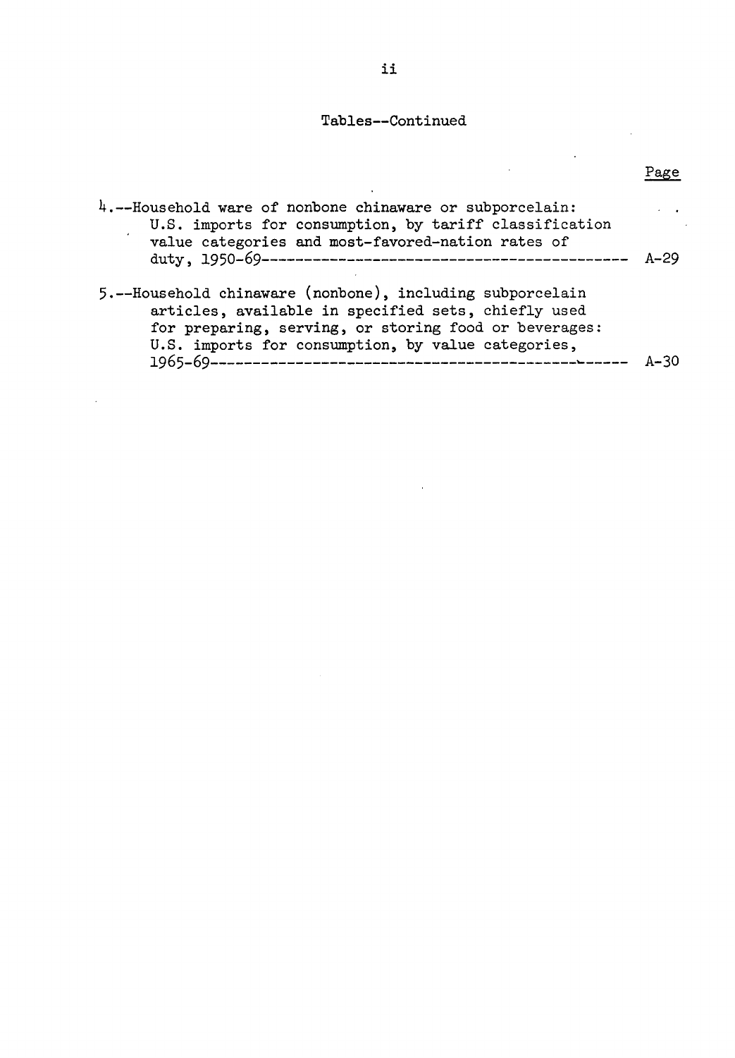Tables--Continued

| | Page |
|---|---|
| 4.--Household ware of nonbone chinaware or subporcelain: U.S. imports for consumption, by tariff classification value categories and most-favored-nation rates of duty, 1950-69 | A-29 |
| 5.--Household chinaware (nonbone), including subporcelain articles, available in specified sets, chiefly used for preparing, serving, or storing food or beverages: U.S. imports for consumption, by value categories, 1965-69 | A-30 |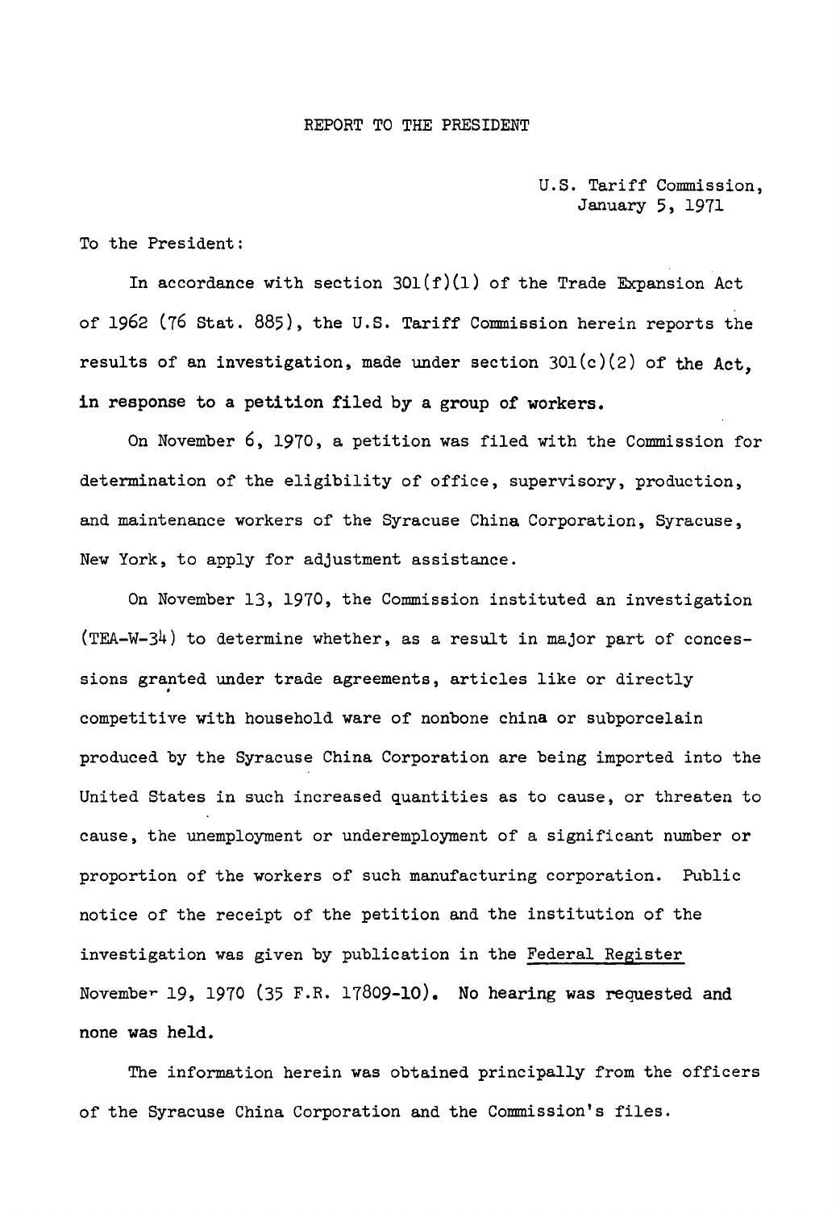REPORT TO THE PRESIDENT

U.S. Tariff Commission,
January 5, 1971

To the President:

In accordance with section 301(f)(1) of the Trade Expansion Act of 1962 (76 Stat. 885), the U.S. Tariff Commission herein reports the results of an investigation, made under section 301(c)(2) of the Act, in response to a petition filed by a group of workers.

On November 6, 1970, a petition was filed with the Commission for determination of the eligibility of office, supervisory, production, and maintenance workers of the Syracuse China Corporation, Syracuse, New York, to apply for adjustment assistance.

On November 13, 1970, the Commission instituted an investigation (TEA-W-34) to determine whether, as a result in major part of concessions granted under trade agreements, articles like or directly competitive with household ware of nonbone china or subporcelain produced by the Syracuse China Corporation are being imported into the United States in such increased quantities as to cause, or threaten to cause, the unemployment or underemployment of a significant number or proportion of the workers of such manufacturing corporation. Public notice of the receipt of the petition and the institution of the investigation was given by publication in the Federal Register November 19, 1970 (35 F.R. 17809-10). No hearing was requested and none was held.

The information herein was obtained principally from the officers of the Syracuse China Corporation and the Commission's files.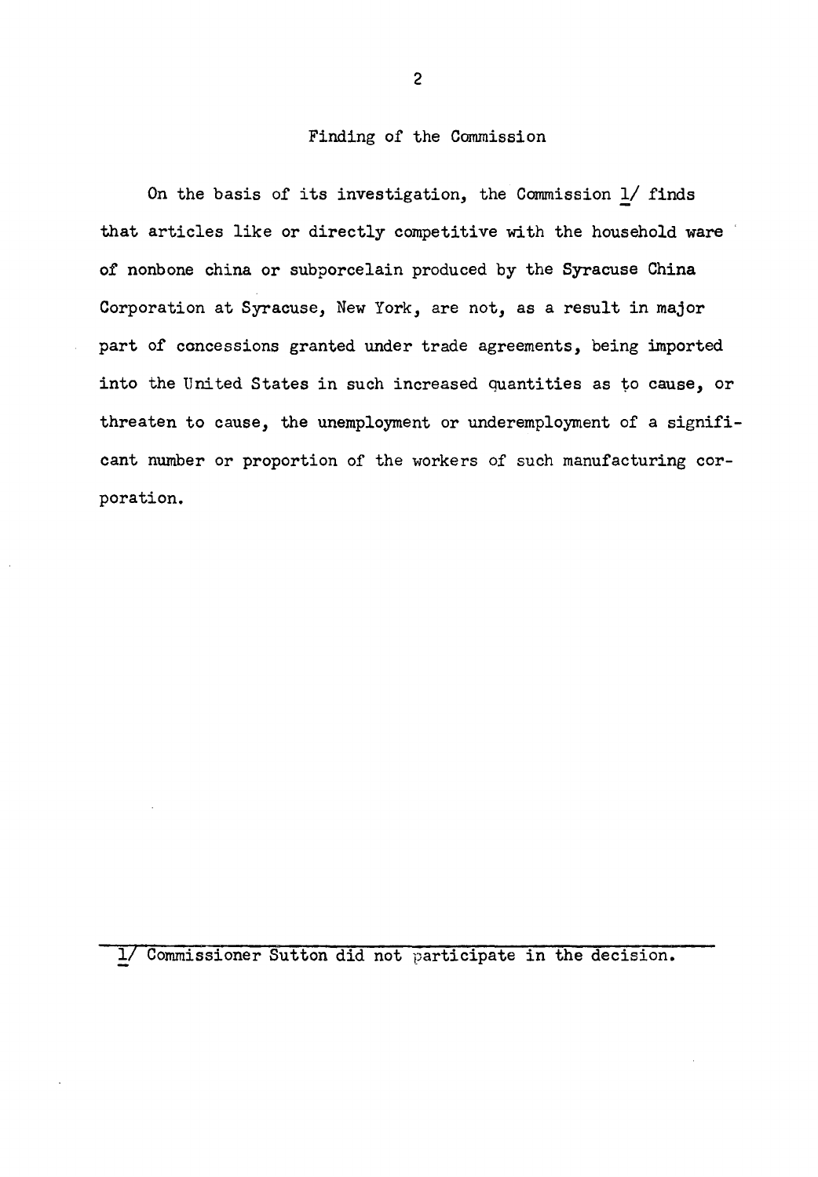## Finding of the Commission

On the basis of its investigation, the Commission [1] finds that articles like or directly competitive with the household ware of nonbone china or subporcelain produced by the Syracuse China Corporation at Syracuse, New York, are not, as a result in major part of concessions granted under trade agreements, being imported into the United States in such increased quantities as to cause, or threaten to cause, the unemployment or underemployment of a significant number or proportion of the workers of such manufacturing corporation.

---

[1] Commissioner Sutton did not participate in the decision.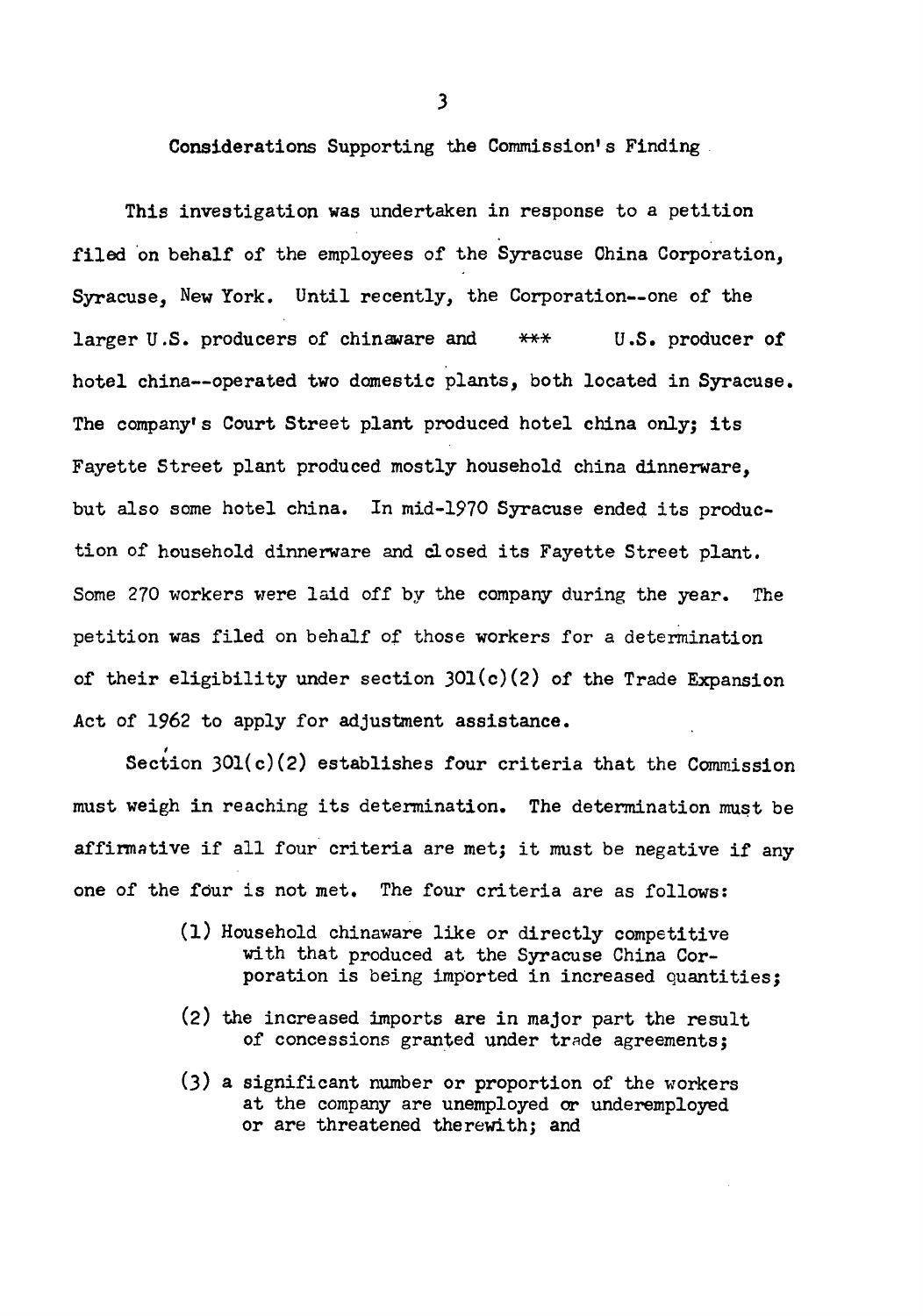## Considerations Supporting the Commission's Finding

This investigation was undertaken in response to a petition filed on behalf of the employees of the Syracuse China Corporation, Syracuse, New York. Until recently, the Corporation--one of the larger U.S. producers of chinaware and *** U.S. producer of hotel china--operated two domestic plants, both located in Syracuse. The company's Court Street plant produced hotel china only; its Fayette Street plant produced mostly household china dinnerware, but also some hotel china. In mid-1970 Syracuse ended its production of household dinnerware and closed its Fayette Street plant. Some 270 workers were laid off by the company during the year. The petition was filed on behalf of those workers for a determination of their eligibility under section 301(c)(2) of the Trade Expansion Act of 1962 to apply for adjustment assistance.

Section 301(c)(2) establishes four criteria that the Commission must weigh in reaching its determination. The determination must be affirmative if all four criteria are met; it must be negative if any one of the four is not met. The four criteria are as follows:

(1) Household chinaware like or directly competitive with that produced at the Syracuse China Corporation is being imported in increased quantities;

(2) the increased imports are in major part the result of concessions granted under trade agreements;

(3) a significant number or proportion of the workers at the company are unemployed or underemployed or are threatened therewith; and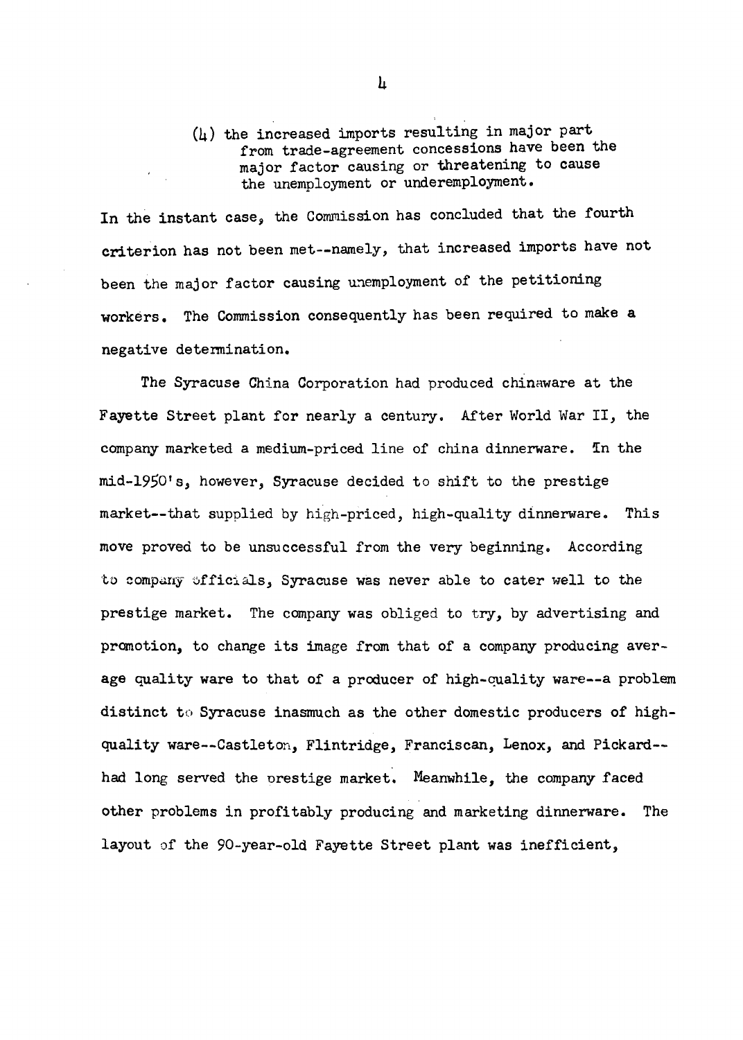(4) the increased imports resulting in major part from trade-agreement concessions have been the major factor causing or threatening to cause the unemployment or underemployment.

In the instant case, the Commission has concluded that the fourth criterion has not been met--namely, that increased imports have not been the major factor causing unemployment of the petitioning workers. The Commission consequently has been required to make a negative determination.

The Syracuse China Corporation had produced chinaware at the Fayette Street plant for nearly a century. After World War II, the company marketed a medium-priced line of china dinnerware. In the mid-1950's, however, Syracuse decided to shift to the prestige market--that supplied by high-priced, high-quality dinnerware. This move proved to be unsuccessful from the very beginning. According to company officials, Syracuse was never able to cater well to the prestige market. The company was obliged to try, by advertising and promotion, to change its image from that of a company producing average quality ware to that of a producer of high-quality ware--a problem distinct to Syracuse inasmuch as the other domestic producers of high-quality ware--Castleton, Flintridge, Franciscan, Lenox, and Pickard--had long served the prestige market. Meanwhile, the company faced other problems in profitably producing and marketing dinnerware. The layout of the 90-year-old Fayette Street plant was inefficient,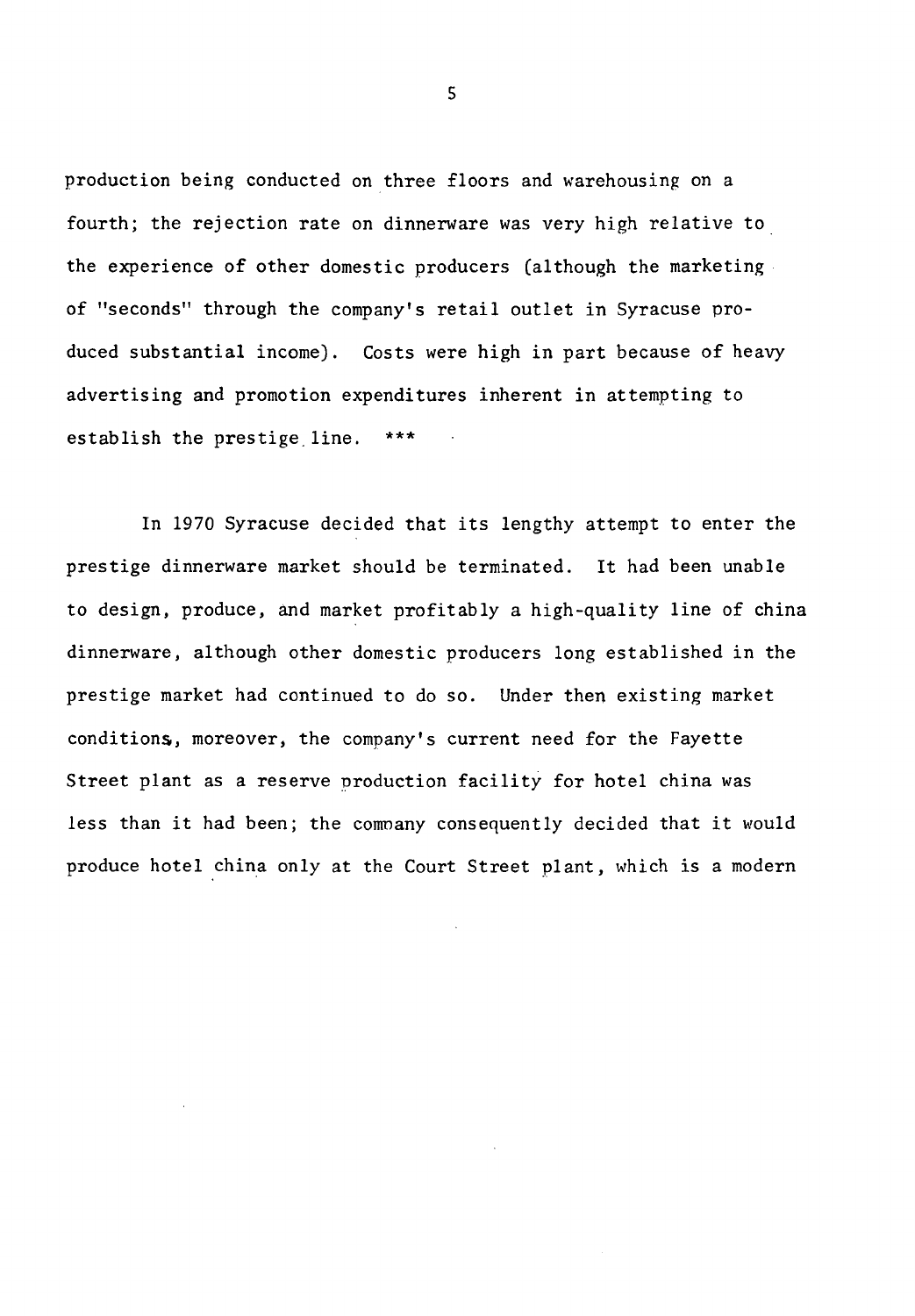production being conducted on three floors and warehousing on a fourth; the rejection rate on dinnerware was very high relative to the experience of other domestic producers (although the marketing of "seconds" through the company's retail outlet in Syracuse produced substantial income). Costs were high in part because of heavy advertising and promotion expenditures inherent in attempting to establish the prestige line. ***

In 1970 Syracuse decided that its lengthy attempt to enter the prestige dinnerware market should be terminated. It had been unable to design, produce, and market profitably a high-quality line of china dinnerware, although other domestic producers long established in the prestige market had continued to do so. Under then existing market conditions, moreover, the company's current need for the Fayette Street plant as a reserve production facility for hotel china was less than it had been; the company consequently decided that it would produce hotel china only at the Court Street plant, which is a modern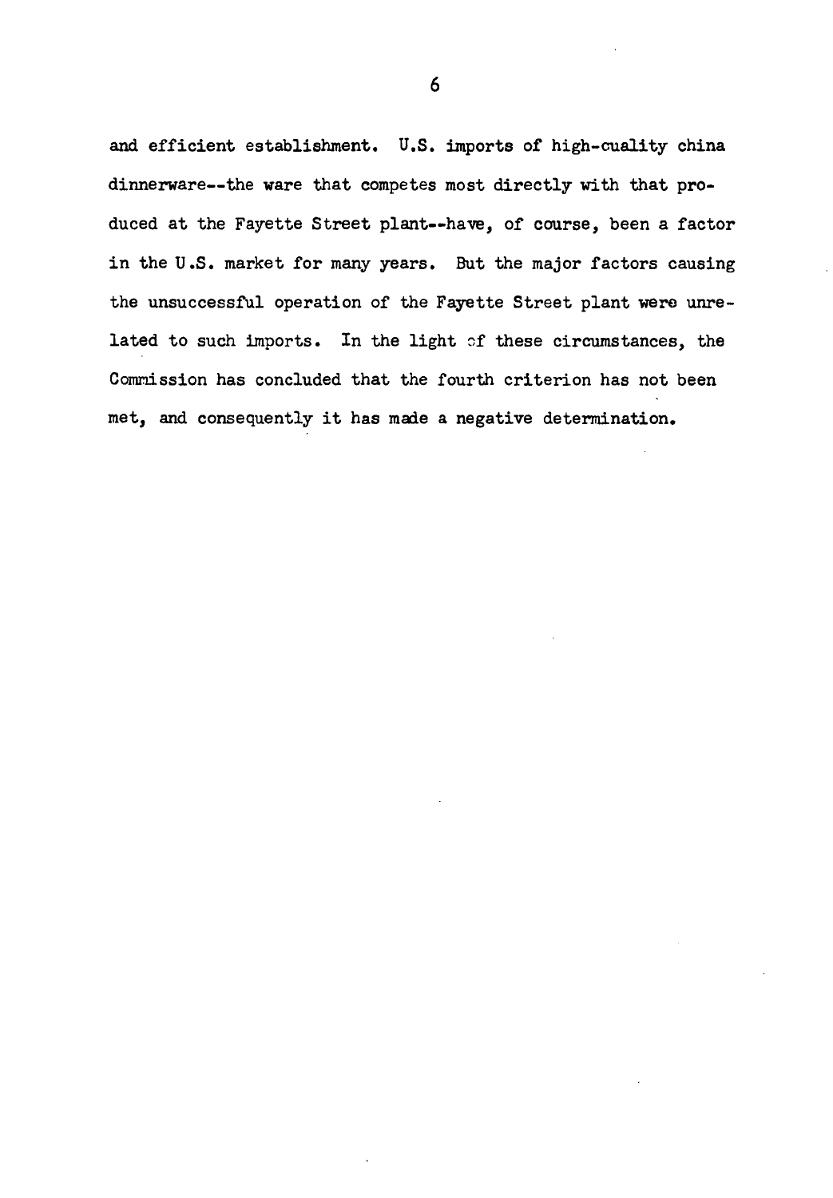and efficient establishment. U.S. imports of high-quality china dinnerware--the ware that competes most directly with that produced at the Fayette Street plant--have, of course, been a factor in the U.S. market for many years. But the major factors causing the unsuccessful operation of the Fayette Street plant were unrelated to such imports. In the light of these circumstances, the Commission has concluded that the fourth criterion has not been met, and consequently it has made a negative determination.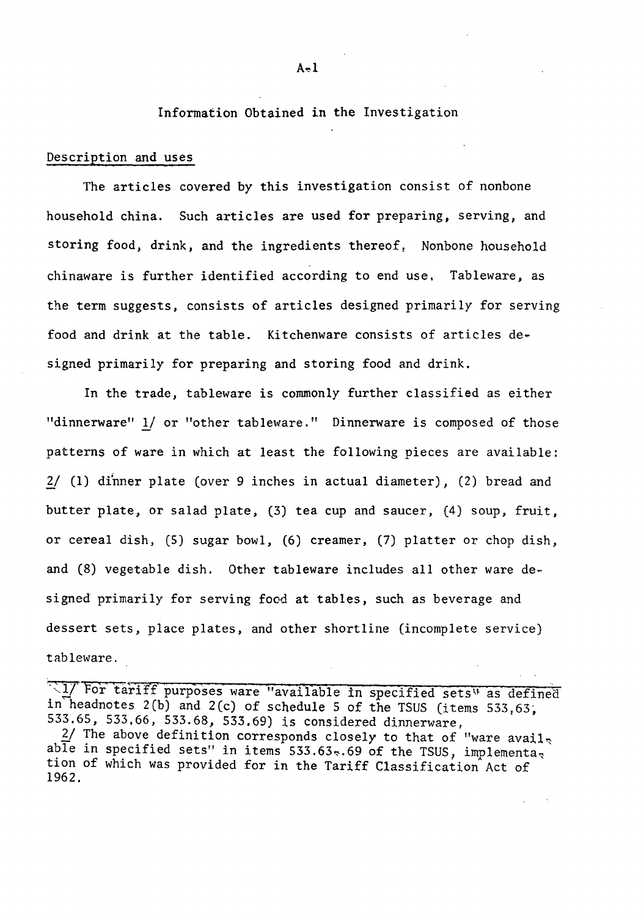## Information Obtained in the Investigation

### Description and uses

The articles covered by this investigation consist of nonbone household china. Such articles are used for preparing, serving, and storing food, drink, and the ingredients thereof. Nonbone household chinaware is further identified according to end use. Tableware, as the term suggests, consists of articles designed primarily for serving food and drink at the table. Kitchenware consists of articles designed primarily for preparing and storing food and drink.

In the trade, tableware is commonly further classified as either "dinnerware" 1/ or "other tableware." Dinnerware is composed of those patterns of ware in which at least the following pieces are available: 2/ (1) dinner plate (over 9 inches in actual diameter), (2) bread and butter plate, or salad plate, (3) tea cup and saucer, (4) soup, fruit, or cereal dish, (5) sugar bowl, (6) creamer, (7) platter or chop dish, and (8) vegetable dish. Other tableware includes all other ware designed primarily for serving food at tables, such as beverage and dessert sets, place plates, and other shortline (incomplete service) tableware.

---

1/ For tariff purposes ware "available in specified sets" as defined in headnotes 2(b) and 2(c) of schedule 5 of the TSUS (items 533.63, 533.65, 533.66, 533.68, 533.69) is considered dinnerware.

2/ The above definition corresponds closely to that of "ware available in specified sets" in items 533.63-.69 of the TSUS, implementation of which was provided for in the Tariff Classification Act of 1962.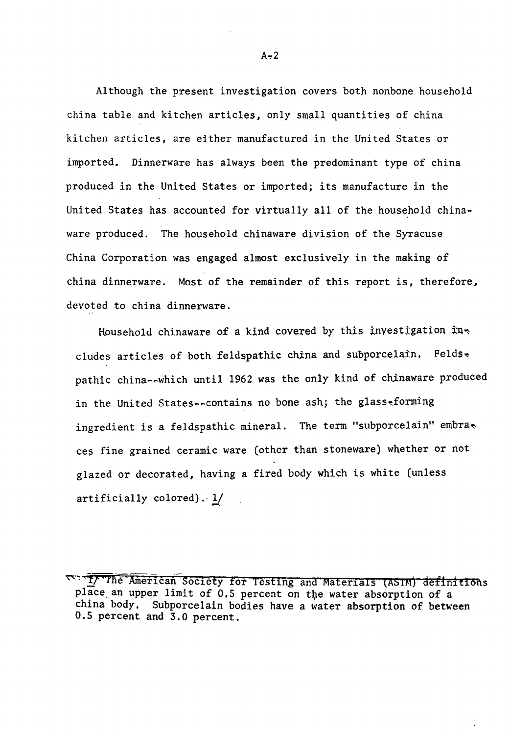Although the present investigation covers both nonbone household china table and kitchen articles, only small quantities of china kitchen articles, are either manufactured in the United States or imported. Dinnerware has always been the predominant type of china produced in the United States or imported; its manufacture in the United States has accounted for virtually all of the household chinaware produced. The household chinaware division of the Syracuse China Corporation was engaged almost exclusively in the making of china dinnerware. Most of the remainder of this report is, therefore, devoted to china dinnerware.

Household chinaware of a kind covered by this investigation includes articles of both feldspathic china and subporcelain. Feldspathic china--which until 1962 was the only kind of chinaware produced in the United States--contains no bone ash; the glass-forming ingredient is a feldspathic mineral. The term "subporcelain" embraces fine grained ceramic ware (other than stoneware) whether or not glazed or decorated, having a fired body which is white (unless artificially colored). 1/

---

1/ The American Society for Testing and Materials (ASTM) definitions place an upper limit of 0.5 percent on the water absorption of a china body. Subporcelain bodies have a water absorption of between 0.5 percent and 3.0 percent.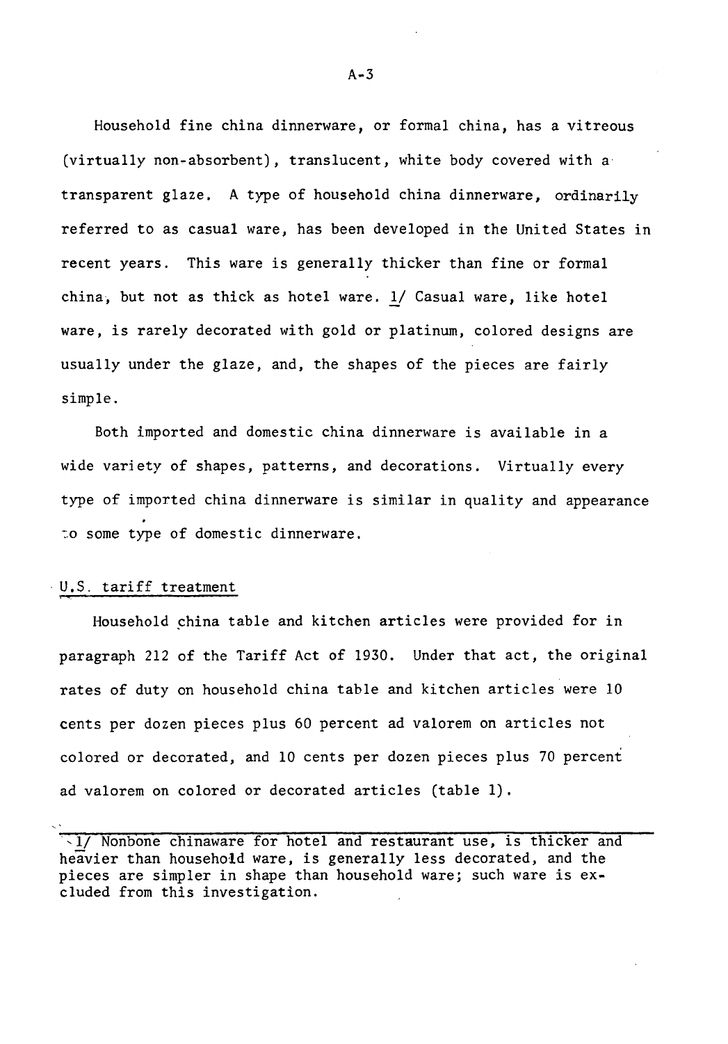Household fine china dinnerware, or formal china, has a vitreous (virtually non-absorbent), translucent, white body covered with a transparent glaze. A type of household china dinnerware, ordinarily referred to as casual ware, has been developed in the United States in recent years. This ware is generally thicker than fine or formal china, but not as thick as hotel ware. 1/ Casual ware, like hotel ware, is rarely decorated with gold or platinum, colored designs are usually under the glaze, and, the shapes of the pieces are fairly simple.

Both imported and domestic china dinnerware is available in a wide variety of shapes, patterns, and decorations. Virtually every type of imported china dinnerware is similar in quality and appearance to some type of domestic dinnerware.

## U.S. tariff treatment

Household china table and kitchen articles were provided for in paragraph 212 of the Tariff Act of 1930. Under that act, the original rates of duty on household china table and kitchen articles were 10 cents per dozen pieces plus 60 percent ad valorem on articles not colored or decorated, and 10 cents per dozen pieces plus 70 percent ad valorem on colored or decorated articles (table 1).

---

1/ Nonbone chinaware for hotel and restaurant use, is thicker and heavier than household ware, is generally less decorated, and the pieces are simpler in shape than household ware; such ware is excluded from this investigation.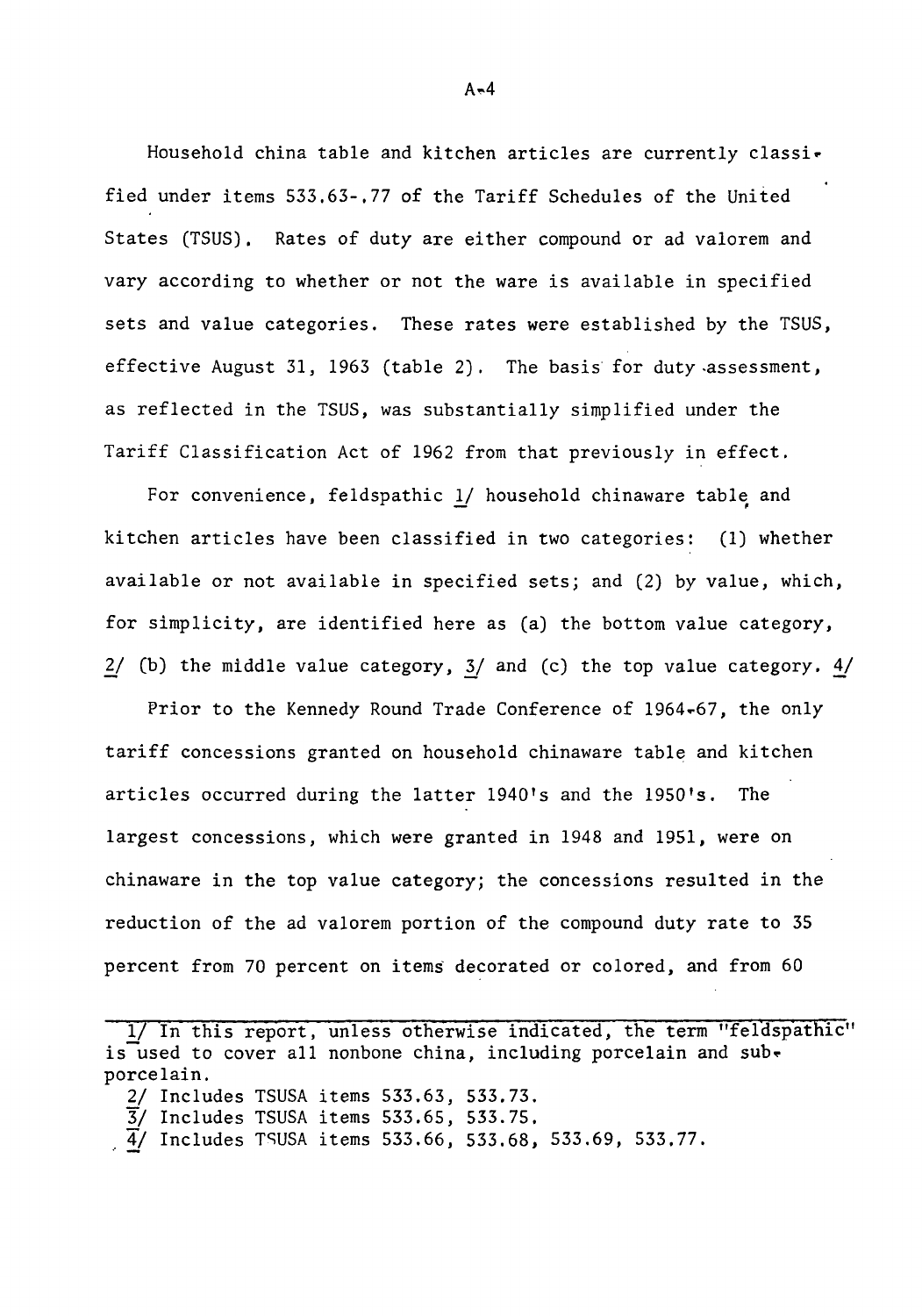Household china table and kitchen articles are currently classified under items 533.63-.77 of the Tariff Schedules of the United States (TSUS). Rates of duty are either compound or ad valorem and vary according to whether or not the ware is available in specified sets and value categories. These rates were established by the TSUS, effective August 31, 1963 (table 2). The basis for duty assessment, as reflected in the TSUS, was substantially simplified under the Tariff Classification Act of 1962 from that previously in effect.

For convenience, feldspathic 1/ household chinaware table and kitchen articles have been classified in two categories: (1) whether available or not available in specified sets; and (2) by value, which, for simplicity, are identified here as (a) the bottom value category, 2/ (b) the middle value category, 3/ and (c) the top value category. 4/

Prior to the Kennedy Round Trade Conference of 1964-67, the only tariff concessions granted on household chinaware table and kitchen articles occurred during the latter 1940's and the 1950's. The largest concessions, which were granted in 1948 and 1951, were on chinaware in the top value category; the concessions resulted in the reduction of the ad valorem portion of the compound duty rate to 35 percent from 70 percent on items decorated or colored, and from 60

---

1/ In this report, unless otherwise indicated, the term "feldspathic" is used to cover all nonbone china, including porcelain and subporcelain.

2/ Includes TSUSA items 533.63, 533.73.

3/ Includes TSUSA items 533.65, 533.75.

4/ Includes TSUSA items 533.66, 533.68, 533.69, 533.77.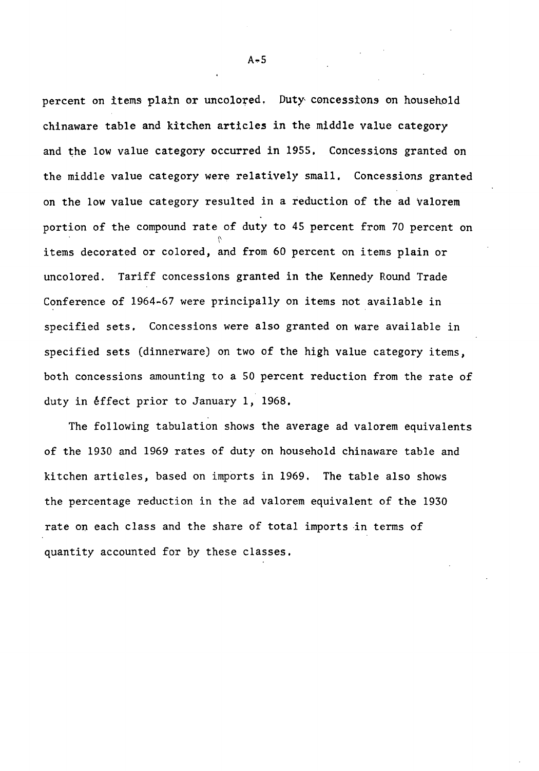percent on items plain or uncolored. Duty concessions on household chinaware table and kitchen articles in the middle value category and the low value category occurred in 1955. Concessions granted on the middle value category were relatively small. Concessions granted on the low value category resulted in a reduction of the ad valorem portion of the compound rate of duty to 45 percent from 70 percent on items decorated or colored, and from 60 percent on items plain or uncolored. Tariff concessions granted in the Kennedy Round Trade Conference of 1964-67 were principally on items not available in specified sets. Concessions were also granted on ware available in specified sets (dinnerware) on two of the high value category items, both concessions amounting to a 50 percent reduction from the rate of duty in éffect prior to January 1, 1968.

The following tabulation shows the average ad valorem equivalents of the 1930 and 1969 rates of duty on household chinaware table and kitchen articles, based on imports in 1969. The table also shows the percentage reduction in the ad valorem equivalent of the 1930 rate on each class and the share of total imports in terms of quantity accounted for by these classes.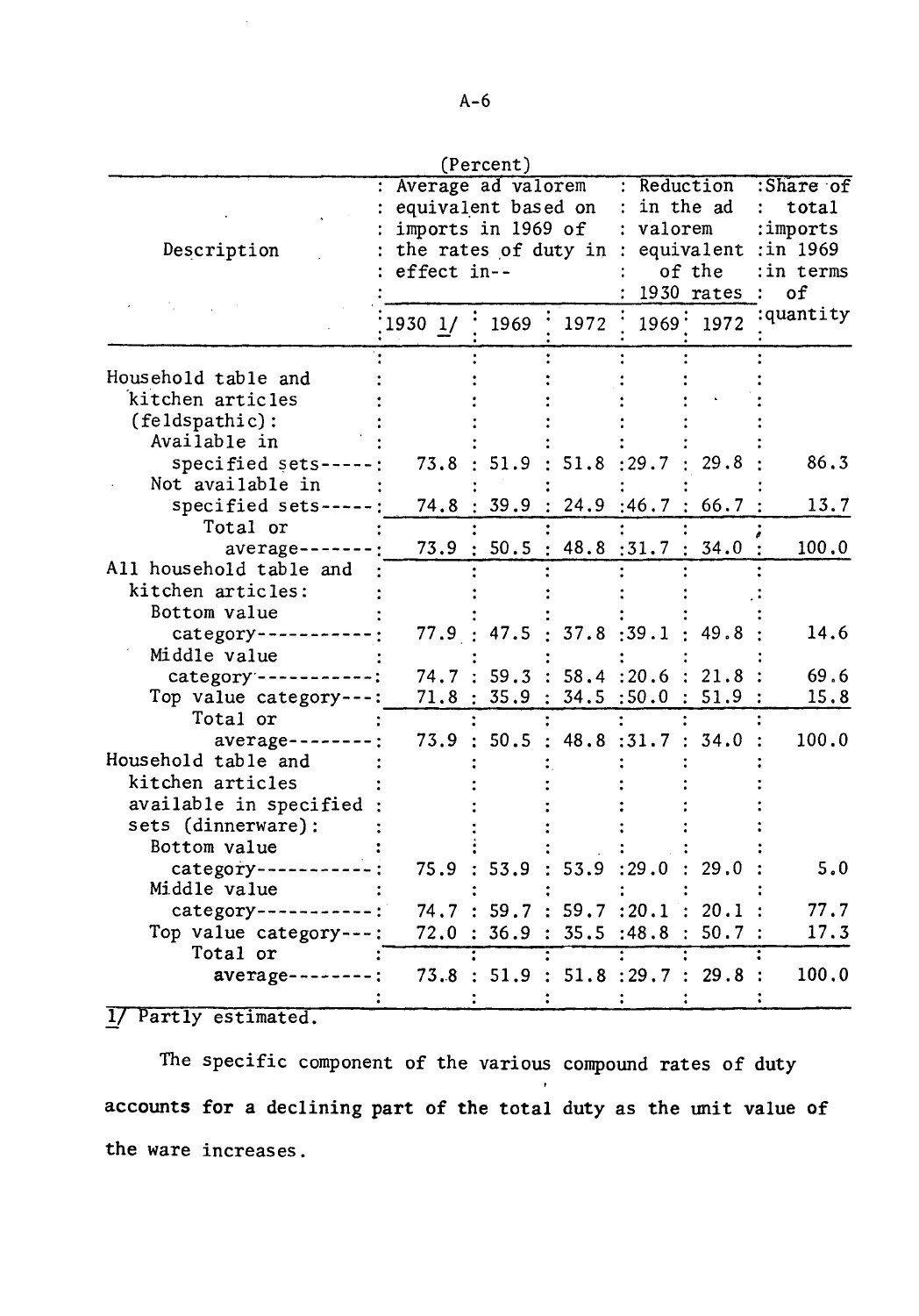(Percent)

| Description | Average ad valorem equivalent based on imports in 1969 of the rates of duty in effect in-- | | | Reduction in the ad valorem equivalent of the 1930 rates | | Share of total imports in 1969 in terms of quantity |
|---|---|---|---|---|---|---|
| | 1930 1/ | 1969 | 1972 | 1969 | 1972 | |
| Household table and kitchen articles (feldspathic): | | | | | | |
| Available in specified sets | 73.8 | 51.9 | 51.8 | 29.7 | 29.8 | 86.3 |
| Not available in specified sets | 74.8 | 39.9 | 24.9 | 46.7 | 66.7 | 13.7 |
| Total or average | 73.9 | 50.5 | 48.8 | 31.7 | 34.0 | 100.0 |
| All household table and kitchen articles: | | | | | | |
| Bottom value category | 77.9 | 47.5 | 37.8 | 39.1 | 49.8 | 14.6 |
| Middle value category | 74.7 | 59.3 | 58.4 | 20.6 | 21.8 | 69.6 |
| Top value category | 71.8 | 35.9 | 34.5 | 50.0 | 51.9 | 15.8 |
| Total or average | 73.9 | 50.5 | 48.8 | 31.7 | 34.0 | 100.0 |
| Household table and kitchen articles available in specified sets (dinnerware): | | | | | | |
| Bottom value category | 75.9 | 53.9 | 53.9 | 29.0 | 29.0 | 5.0 |
| Middle value category | 74.7 | 59.7 | 59.7 | 20.1 | 20.1 | 77.7 |
| Top value category | 72.0 | 36.9 | 35.5 | 48.8 | 50.7 | 17.3 |
| Total or average | 73.8 | 51.9 | 51.8 | 29.7 | 29.8 | 100.0 |

1/ Partly estimated.

The specific component of the various compound rates of duty accounts for a declining part of the total duty as the unit value of the ware increases.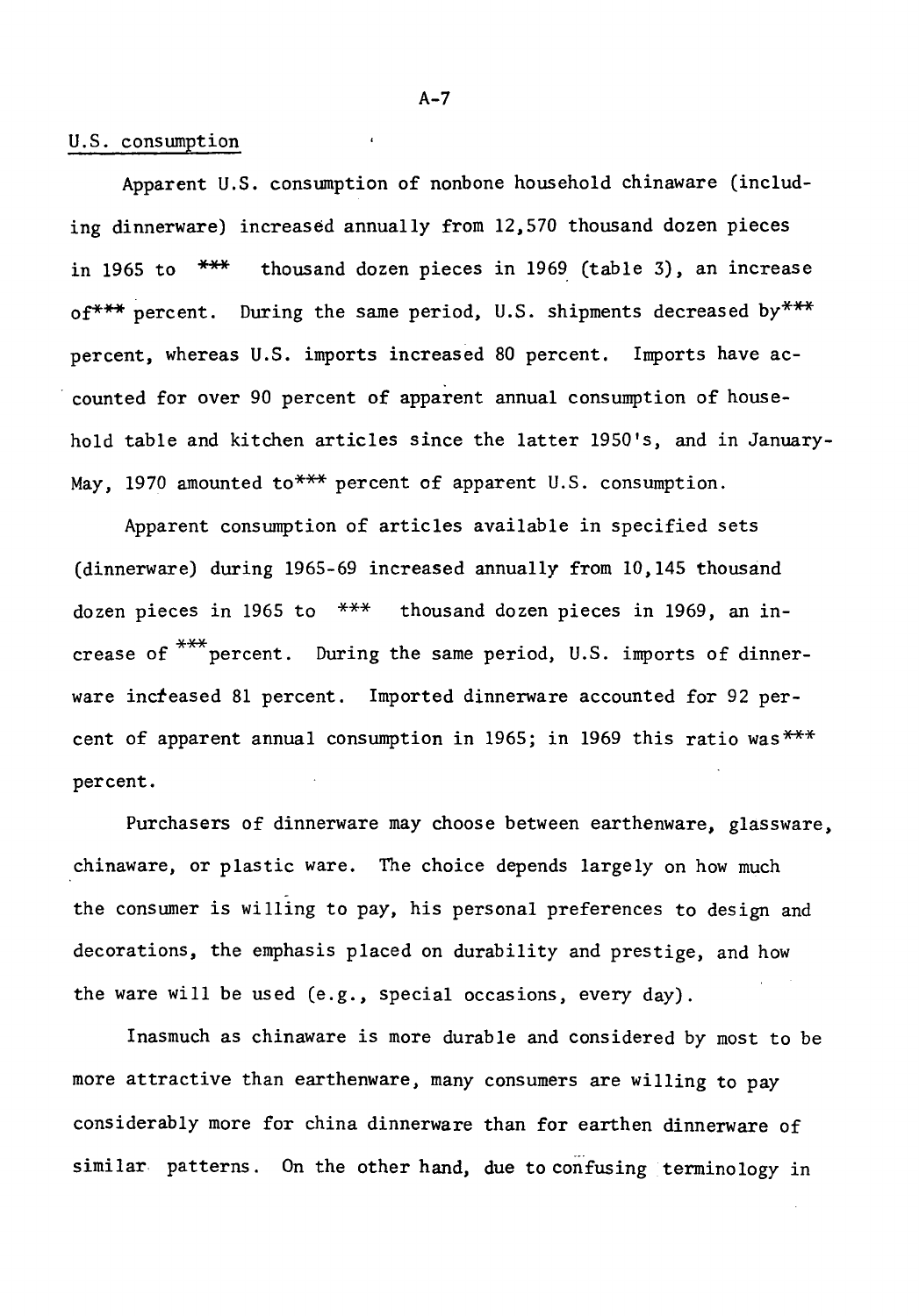U.S. consumption

Apparent U.S. consumption of nonbone household chinaware (including dinnerware) increased annually from 12,570 thousand dozen pieces in 1965 to *** thousand dozen pieces in 1969 (table 3), an increase of*** percent. During the same period, U.S. shipments decreased by*** percent, whereas U.S. imports increased 80 percent. Imports have accounted for over 90 percent of apparent annual consumption of household table and kitchen articles since the latter 1950's, and in January-May, 1970 amounted to*** percent of apparent U.S. consumption.

Apparent consumption of articles available in specified sets (dinnerware) during 1965-69 increased annually from 10,145 thousand dozen pieces in 1965 to *** thousand dozen pieces in 1969, an increase of ***percent. During the same period, U.S. imports of dinnerware increased 81 percent. Imported dinnerware accounted for 92 percent of apparent annual consumption in 1965; in 1969 this ratio was*** percent.

Purchasers of dinnerware may choose between earthenware, glassware, chinaware, or plastic ware. The choice depends largely on how much the consumer is willing to pay, his personal preferences to design and decorations, the emphasis placed on durability and prestige, and how the ware will be used (e.g., special occasions, every day).

Inasmuch as chinaware is more durable and considered by most to be more attractive than earthenware, many consumers are willing to pay considerably more for china dinnerware than for earthen dinnerware of similar patterns. On the other hand, due to confusing terminology in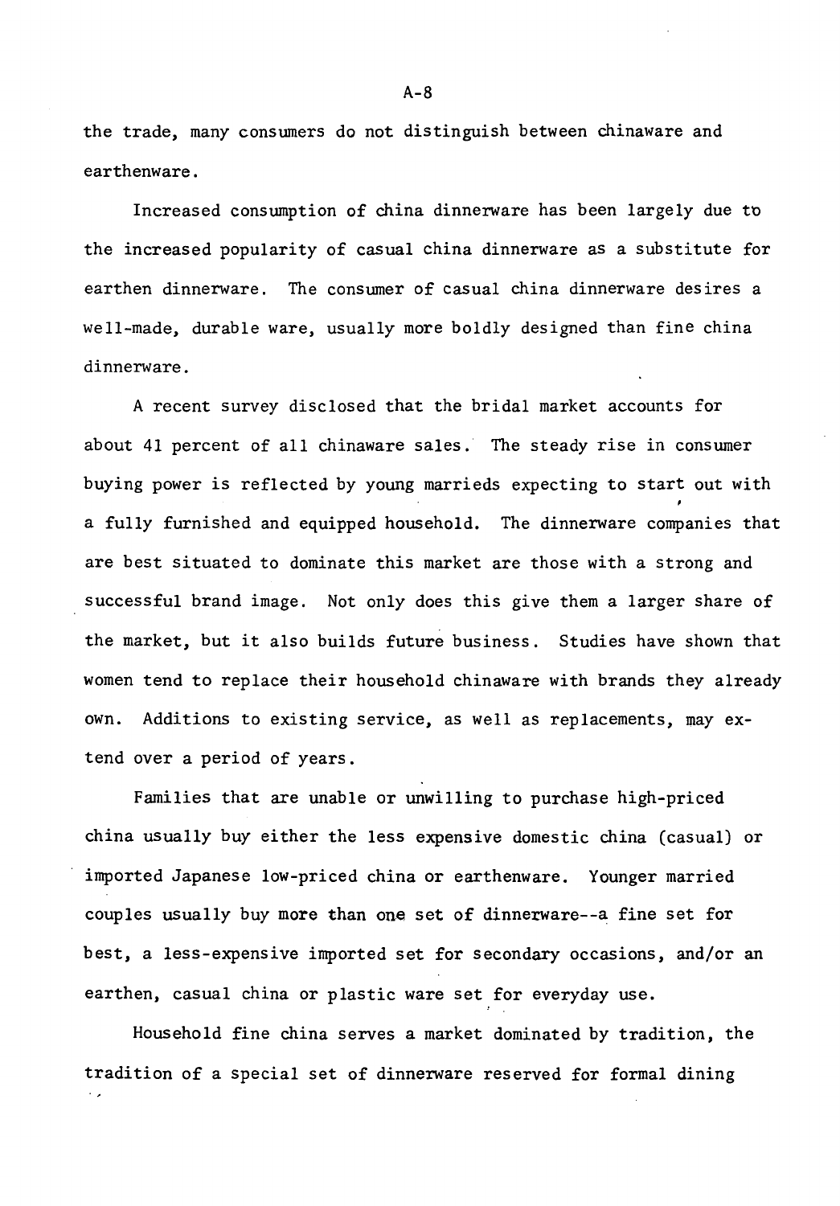the trade, many consumers do not distinguish between chinaware and earthenware.

Increased consumption of china dinnerware has been largely due to the increased popularity of casual china dinnerware as a substitute for earthen dinnerware. The consumer of casual china dinnerware desires a well-made, durable ware, usually more boldly designed than fine china dinnerware.

A recent survey disclosed that the bridal market accounts for about 41 percent of all chinaware sales. The steady rise in consumer buying power is reflected by young marrieds expecting to start out with a fully furnished and equipped household. The dinnerware companies that are best situated to dominate this market are those with a strong and successful brand image. Not only does this give them a larger share of the market, but it also builds future business. Studies have shown that women tend to replace their household chinaware with brands they already own. Additions to existing service, as well as replacements, may extend over a period of years.

Families that are unable or unwilling to purchase high-priced china usually buy either the less expensive domestic china (casual) or imported Japanese low-priced china or earthenware. Younger married couples usually buy more than one set of dinnerware--a fine set for best, a less-expensive imported set for secondary occasions, and/or an earthen, casual china or plastic ware set for everyday use.

Household fine china serves a market dominated by tradition, the tradition of a special set of dinnerware reserved for formal dining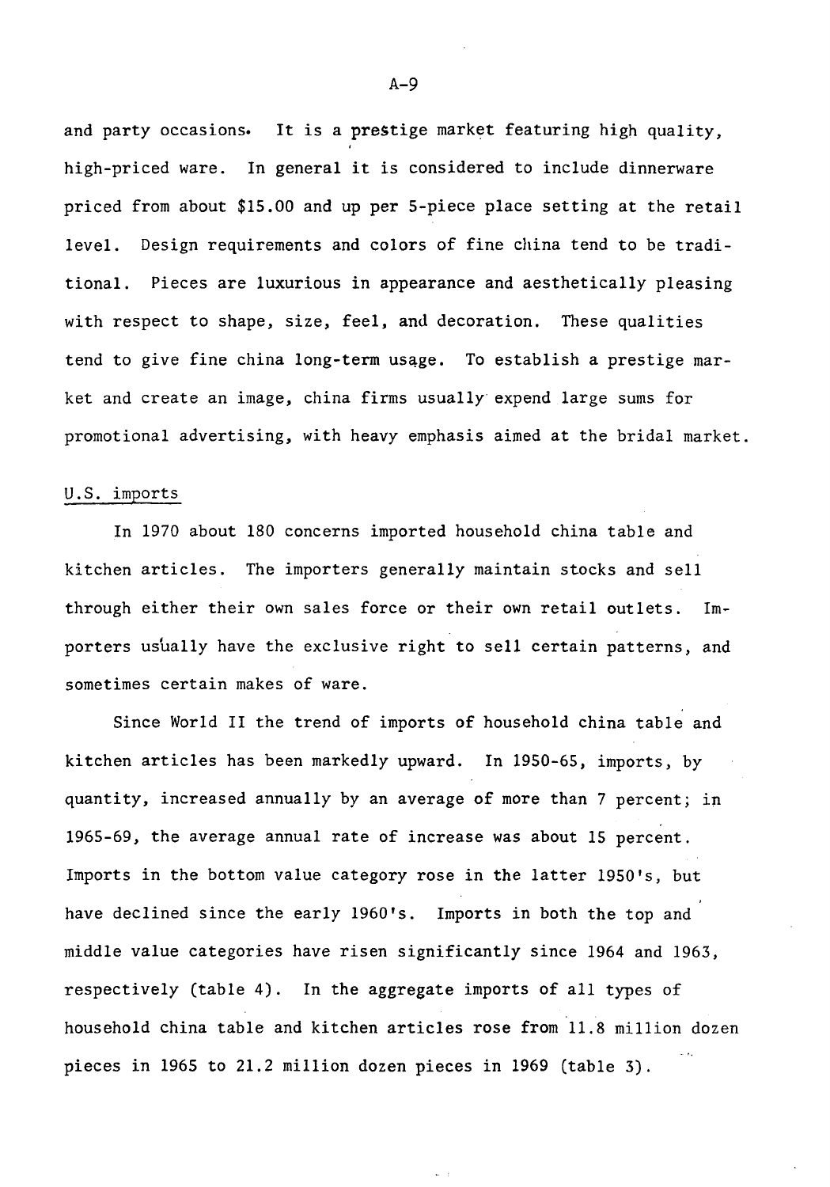and party occasions. It is a prestige market featuring high quality, high-priced ware. In general it is considered to include dinnerware priced from about $15.00 and up per 5-piece place setting at the retail level. Design requirements and colors of fine china tend to be traditional. Pieces are luxurious in appearance and aesthetically pleasing with respect to shape, size, feel, and decoration. These qualities tend to give fine china long-term usage. To establish a prestige market and create an image, china firms usually expend large sums for promotional advertising, with heavy emphasis aimed at the bridal market.

U.S. imports

In 1970 about 180 concerns imported household china table and kitchen articles. The importers generally maintain stocks and sell through either their own sales force or their own retail outlets. Importers usually have the exclusive right to sell certain patterns, and sometimes certain makes of ware.

Since World II the trend of imports of household china table and kitchen articles has been markedly upward. In 1950-65, imports, by quantity, increased annually by an average of more than 7 percent; in 1965-69, the average annual rate of increase was about 15 percent. Imports in the bottom value category rose in the latter 1950's, but have declined since the early 1960's. Imports in both the top and middle value categories have risen significantly since 1964 and 1963, respectively (table 4). In the aggregate imports of all types of household china table and kitchen articles rose from 11.8 million dozen pieces in 1965 to 21.2 million dozen pieces in 1969 (table 3).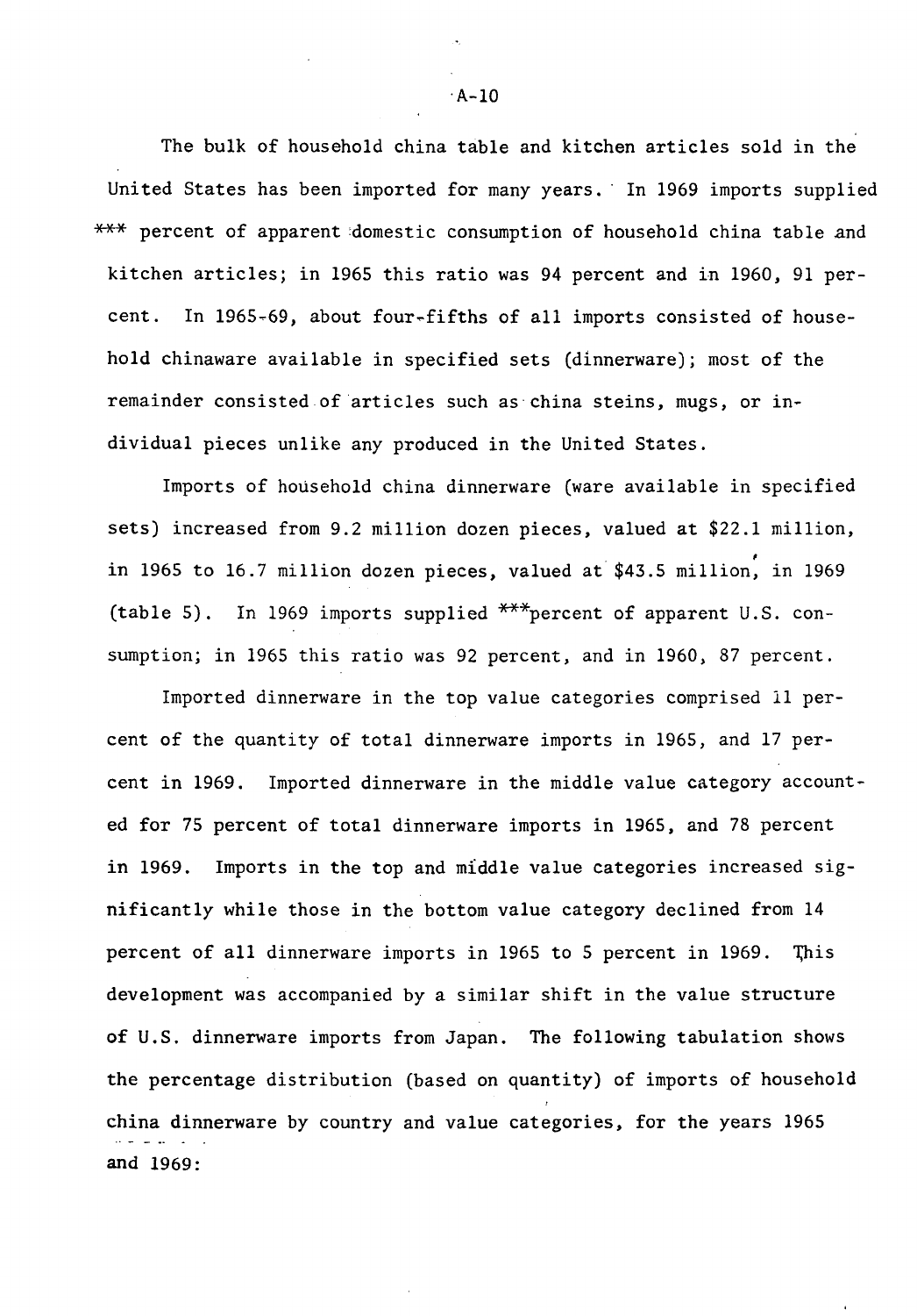The bulk of household china table and kitchen articles sold in the United States has been imported for many years. In 1969 imports supplied *** percent of apparent domestic consumption of household china table and kitchen articles; in 1965 this ratio was 94 percent and in 1960, 91 percent. In 1965-69, about four-fifths of all imports consisted of household chinaware available in specified sets (dinnerware); most of the remainder consisted of articles such as china steins, mugs, or individual pieces unlike any produced in the United States.

Imports of household china dinnerware (ware available in specified sets) increased from 9.2 million dozen pieces, valued at $22.1 million, in 1965 to 16.7 million dozen pieces, valued at $43.5 million, in 1969 (table 5). In 1969 imports supplied ***percent of apparent U.S. consumption; in 1965 this ratio was 92 percent, and in 1960, 87 percent.

Imported dinnerware in the top value categories comprised 11 percent of the quantity of total dinnerware imports in 1965, and 17 percent in 1969. Imported dinnerware in the middle value category accounted for 75 percent of total dinnerware imports in 1965, and 78 percent in 1969. Imports in the top and middle value categories increased significantly while those in the bottom value category declined from 14 percent of all dinnerware imports in 1965 to 5 percent in 1969. This development was accompanied by a similar shift in the value structure of U.S. dinnerware imports from Japan. The following tabulation shows the percentage distribution (based on quantity) of imports of household china dinnerware by country and value categories, for the years 1965 and 1969: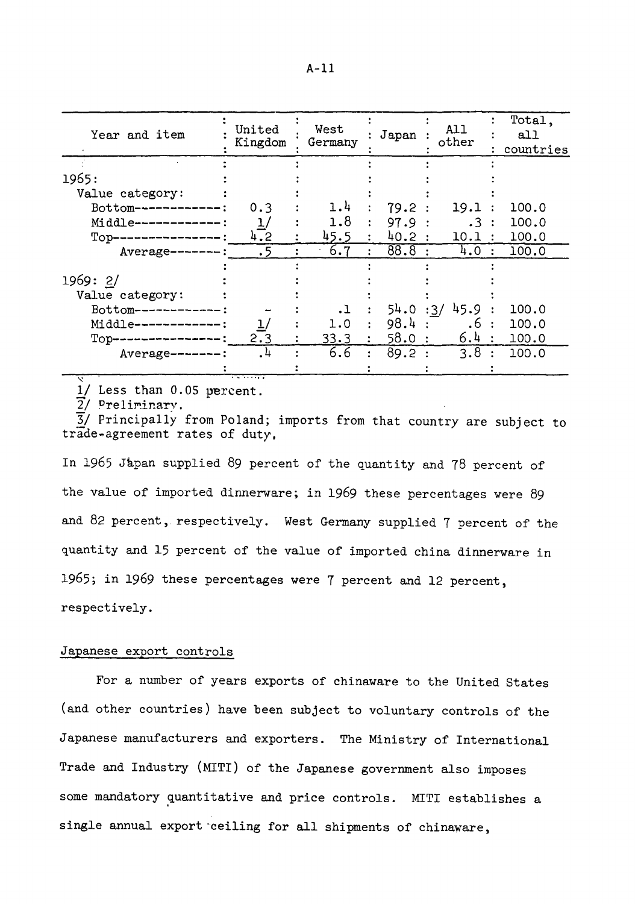| Year and item | United Kingdom | West Germany | Japan | All other | Total, all countries |
|---|---|---|---|---|---|
| 1965: | | | | | |
| Value category: | | | | | |
| Bottom | 0.3 | 1.4 | 79.2 | 19.1 | 100.0 |
| Middle | 1/ | 1.8 | 97.9 | .3 | 100.0 |
| Top | 4.2 | 45.5 | 40.2 | 10.1 | 100.0 |
| Average | .5 | 6.7 | 88.8 | 4.0 | 100.0 |
| 1969: 2/ | | | | | |
| Value category: | | | | | |
| Bottom | - | .1 | 54.0 | 3/ 45.9 | 100.0 |
| Middle | 1/ | 1.0 | 98.4 | .6 | 100.0 |
| Top | 2.3 | 33.3 | 58.0 | 6.4 | 100.0 |
| Average | .4 | 6.6 | 89.2 | 3.8 | 100.0 |

1/ Less than 0.05 percent.

2/ Preliminary.

3/ Principally from Poland; imports from that country are subject to trade-agreement rates of duty.

In 1965 Japan supplied 89 percent of the quantity and 78 percent of the value of imported dinnerware; in 1969 these percentages were 89 and 82 percent, respectively. West Germany supplied 7 percent of the quantity and 15 percent of the value of imported china dinnerware in 1965; in 1969 these percentages were 7 percent and 12 percent, respectively.

## Japanese export controls

For a number of years exports of chinaware to the United States (and other countries) have been subject to voluntary controls of the Japanese manufacturers and exporters. The Ministry of International Trade and Industry (MITI) of the Japanese government also imposes some mandatory quantitative and price controls. MITI establishes a single annual export ceiling for all shipments of chinaware,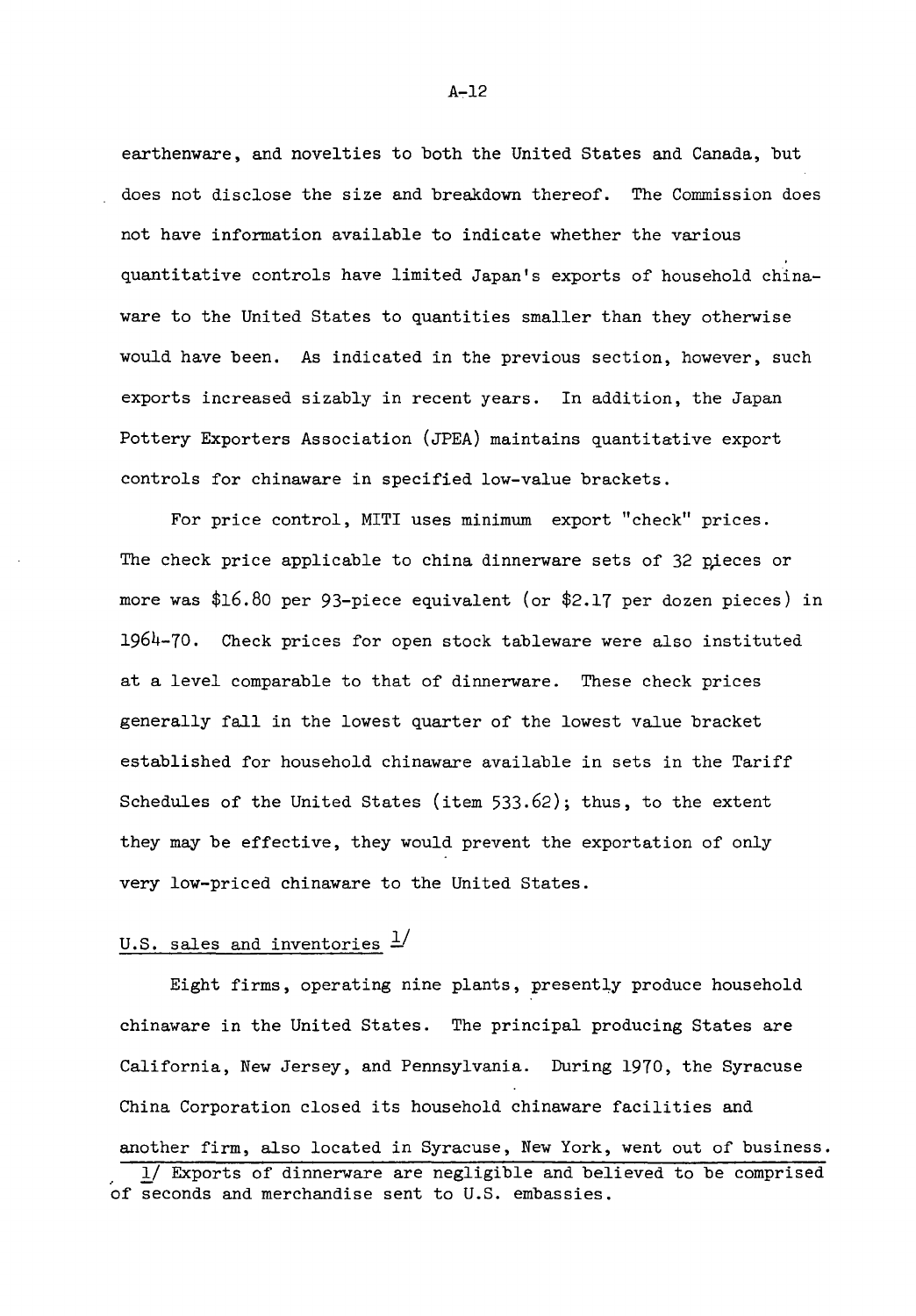earthenware, and novelties to both the United States and Canada, but does not disclose the size and breakdown thereof. The Commission does not have information available to indicate whether the various quantitative controls have limited Japan's exports of household chinaware to the United States to quantities smaller than they otherwise would have been. As indicated in the previous section, however, such exports increased sizably in recent years. In addition, the Japan Pottery Exporters Association (JPEA) maintains quantitative export controls for chinaware in specified low-value brackets.

For price control, MITI uses minimum export "check" prices. The check price applicable to china dinnerware sets of 32 pieces or more was $16.80 per 93-piece equivalent (or $2.17 per dozen pieces) in 1964-70. Check prices for open stock tableware were also instituted at a level comparable to that of dinnerware. These check prices generally fall in the lowest quarter of the lowest value bracket established for household chinaware available in sets in the Tariff Schedules of the United States (item 533.62); thus, to the extent they may be effective, they would prevent the exportation of only very low-priced chinaware to the United States.

U.S. sales and inventories [1]

Eight firms, operating nine plants, presently produce household chinaware in the United States. The principal producing States are California, New Jersey, and Pennsylvania. During 1970, the Syracuse China Corporation closed its household chinaware facilities and another firm, also located in Syracuse, New York, went out of business.

[1] Exports of dinnerware are negligible and believed to be comprised of seconds and merchandise sent to U.S. embassies.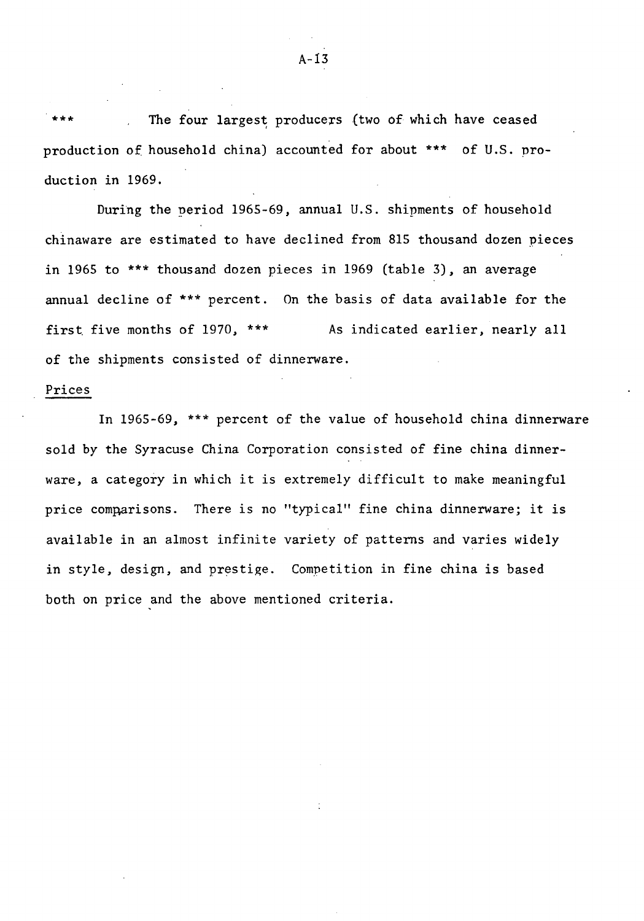*** The four largest producers (two of which have ceased production of household china) accounted for about *** of U.S. production in 1969.

During the period 1965-69, annual U.S. shipments of household chinaware are estimated to have declined from 815 thousand dozen pieces in 1965 to *** thousand dozen pieces in 1969 (table 3), an average annual decline of *** percent. On the basis of data available for the first five months of 1970, *** As indicated earlier, nearly all of the shipments consisted of dinnerware.

## Prices

In 1965-69, *** percent of the value of household china dinnerware sold by the Syracuse China Corporation consisted of fine china dinnerware, a category in which it is extremely difficult to make meaningful price comparisons. There is no "typical" fine china dinnerware; it is available in an almost infinite variety of patterns and varies widely in style, design, and prestige. Competition in fine china is based both on price and the above mentioned criteria.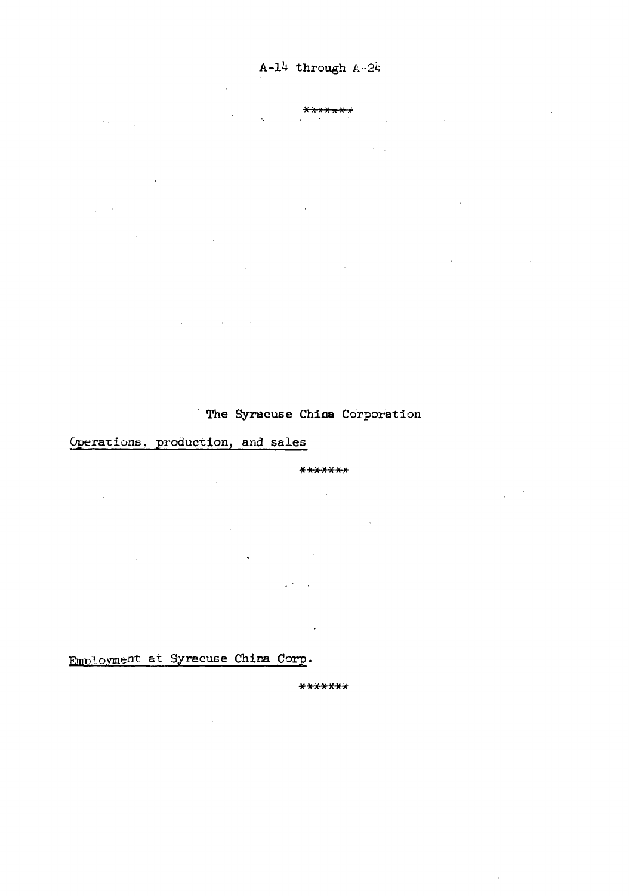A-14 through A-24

*******

The Syracuse China Corporation

Operations, production, and sales

*******

Employment at Syracuse China Corp.

*******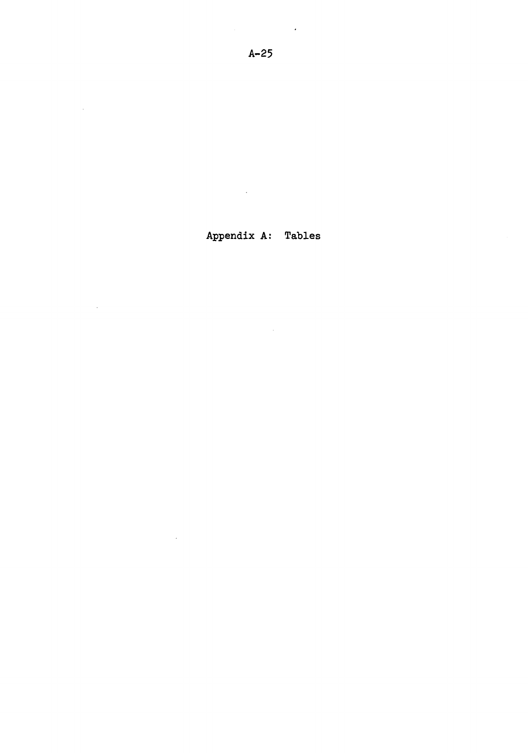# Appendix A: Tables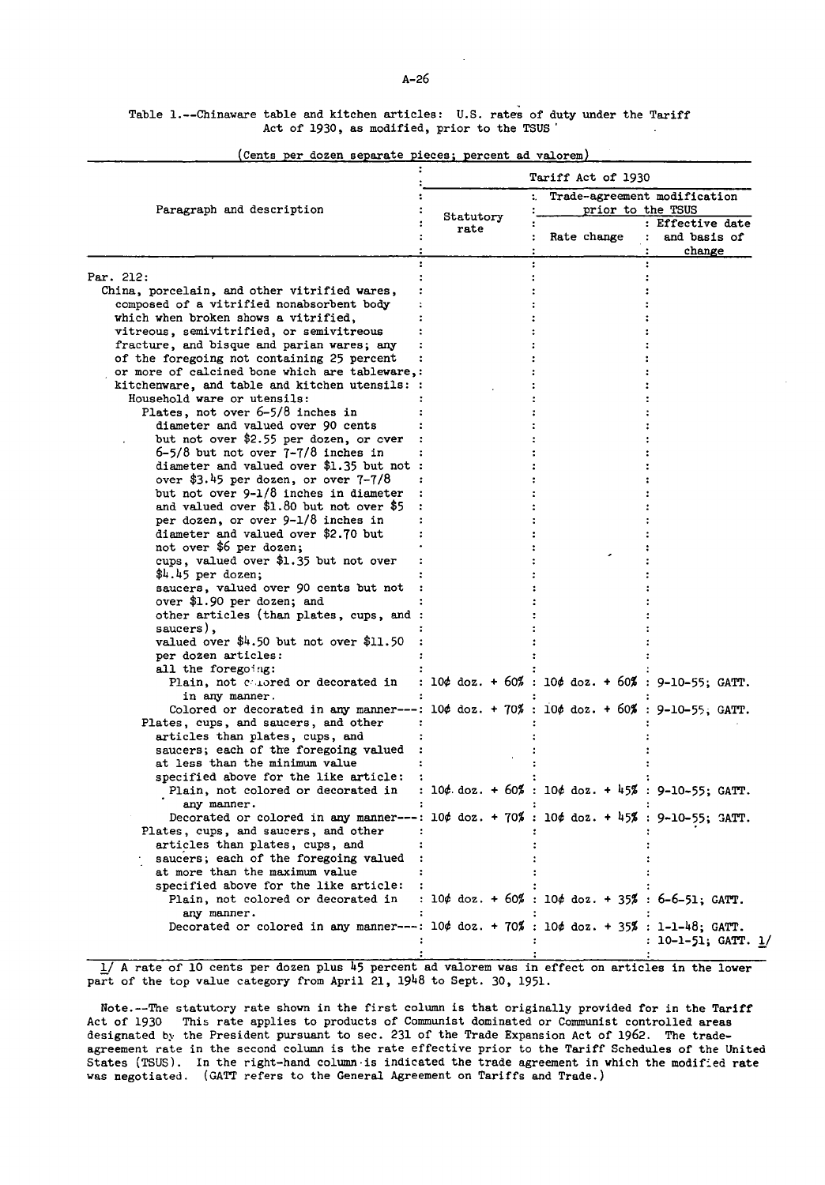Table 1.--Chinaware table and kitchen articles: U.S. rates of duty under the Tariff Act of 1930, as modified, prior to the TSUS

(Cents per dozen separate pieces; percent ad valorem)

| Paragraph and description | Tariff Act of 1930 | | |
|---|---|---|---|
| | Statutory rate | Trade-agreement modification prior to the TSUS | |
| | | Rate change | Effective date and basis of change |
| Par. 212: | | | |
| China, porcelain, and other vitrified wares, composed of a vitrified nonabsorbent body which when broken shows a vitrified, vitreous, semivitrified, or semivitreous fracture, and bisque and parian wares; any of the foregoing not containing 25 percent or more of calcined bone which are tableware, kitchenware, and table and kitchen utensils: | | | |
| Household ware or utensils: | | | |
| Plates, not over 6-5/8 inches in diameter and valued over 90 cents but not over $2.55 per dozen, or over 6-5/8 but not over 7-7/8 inches in diameter and valued over $1.35 but not over $3.45 per dozen, or over 7-7/8 but not over 9-1/8 inches in diameter and valued over $1.80 but not over $5 per dozen, or over 9-1/8 inches in diameter and valued over $2.70 but not over $6 per dozen; cups, valued over $1.35 but not over $4.45 per dozen; saucers, valued over 90 cents but not over $1.90 per dozen; and other articles (than plates, cups, and saucers), valued over $4.50 but not over $11.50 per dozen articles: all the foregoing: | | | |
| Plain, not colored or decorated in in any manner. | 10¢ doz. + 60% | 10¢ doz. + 60% | 9-10-55; GATT. |
| Colored or decorated in any manner--- | 10¢ doz. + 70% | 10¢ doz. + 60% | 9-10-55; GATT. |
| Plates, cups, and saucers, and other articles than plates, cups, and saucers; each of the foregoing valued at less than the minimum value specified above for the like article: | | | |
| Plain, not colored or decorated in any manner. | 10¢ doz. + 60% | 10¢ doz. + 45% | 9-10-55; GATT. |
| Decorated or colored in any manner--- | 10¢ doz. + 70% | 10¢ doz. + 45% | 9-10-55; GATT. |
| Plates, cups, and saucers, and other articles than plates, cups, and saucers; each of the foregoing valued at more than the maximum value specified above for the like article: | | | |
| Plain, not colored or decorated in any manner. | 10¢ doz. + 60% | 10¢ doz. + 35% | 6-6-51; GATT. |
| Decorated or colored in any manner--- | 10¢ doz. + 70% | 10¢ doz. + 35% | 1-1-48; GATT. 10-1-51; GATT. 1/ |

1/ A rate of 10 cents per dozen plus 45 percent ad valorem was in effect on articles in the lower part of the top value category from April 21, 1948 to Sept. 30, 1951.

Note.--The statutory rate shown in the first column is that originally provided for in the Tariff Act of 1930 This rate applies to products of Communist dominated or Communist controlled areas designated by the President pursuant to sec. 231 of the Trade Expansion Act of 1962. The trade-agreement rate in the second column is the rate effective prior to the Tariff Schedules of the United States (TSUS). In the right-hand column is indicated the trade agreement in which the modified rate was negotiated. (GATT refers to the General Agreement on Tariffs and Trade.)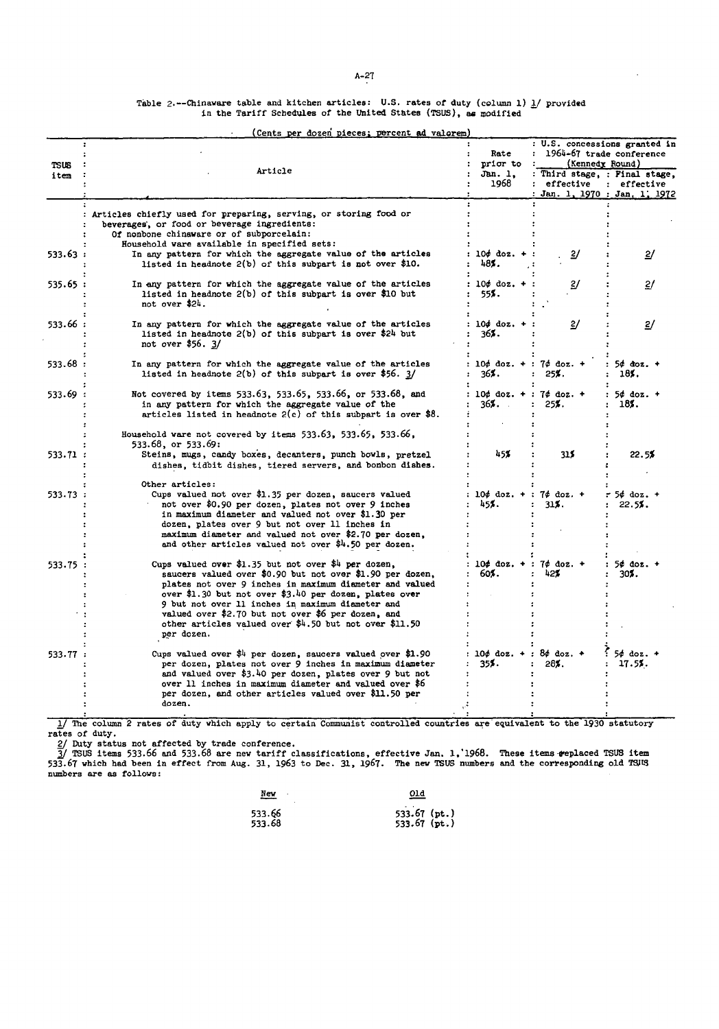Table 2.--Chinaware table and kitchen articles: U.S. rates of duty (column 1) 1/ provided in the Tariff Schedules of the United States (TSUS), as modified

(Cents per dozen pieces; percent ad valorem)

| TSUS item | Article | Rate prior to Jan. 1, 1968 | U.S. concessions granted in 1964-67 trade conference (Kennedy Round) | |
|---|---|---|---|---|
| | | | Third stage, effective Jan. 1, 1970 | Final stage, effective Jan. 1, 1972 |
| | Articles chiefly used for preparing, serving, or storing food or beverages, or food or beverage ingredients: | | | |
| | Of nonbone chinaware or of subporcelain: | | | |
| | Household ware available in specified sets: | | | |
| 533.63 | In any pattern for which the aggregate value of the articles listed in headnote 2(b) of this subpart is not over $10. | 10¢ doz. + 48%. | 2/ | 2/ |
| 535.65 | In any pattern for which the aggregate value of the articles listed in headnote 2(b) of this subpart is over $10 but not over $24. | 10¢ doz. + 55%. | 2/ | 2/ |
| 533.66 | In any pattern for which the aggregate value of the articles listed in headnote 2(b) of this subpart is over $24 but not over $56. 3/ | 10¢ doz. + 36%. | 2/ | 2/ |
| 533.68 | In any pattern for which the aggregate value of the articles listed in headnote 2(b) of this subpart is over $56. 3/ | 10¢ doz. + 36%. | 7¢ doz. + 25%. | 5¢ doz. + 18%. |
| 533.69 | Not covered by items 533.63, 533.65, 533.66, or 533.68, and in any pattern for which the aggregate value of the articles listed in headnote 2(c) of this subpart is over $8. | 10¢ doz. + 36%. | 7¢ doz. + 25%. | 5¢ doz. + 18%. |
| | Household ware not covered by items 533.63, 533.65, 533.66, 533.68, or 533.69: | | | |
| 533.71 | Steins, mugs, candy boxes, decanters, punch bowls, pretzel dishes, tidbit dishes, tiered servers, and bonbon dishes. | 45% | 31% | 22.5% |
| | Other articles: | | | |
| 533.73 | Cups valued not over $1.35 per dozen, saucers valued not over $0.90 per dozen, plates not over 9 inches in maximum diameter and valued not over $1.30 per dozen, plates over 9 but not over 11 inches in maximum diameter and valued not over $2.70 per dozen, and other articles valued not over $4.50 per dozen. | 10¢ doz. + 45%. | 7¢ doz. + 31%. | 5¢ doz. + 22.5%. |
| 533.75 | Cups valued over $1.35 but not over $4 per dozen, saucers valued over $0.90 but not over $1.90 per dozen, plates not over 9 inches in maximum diameter and valued over $1.30 but not over $3.40 per dozen, plates over 9 but not over 11 inches in maximum diameter and valued over $2.70 but not over $6 per dozen, and other articles valued over $4.50 but not over $11.50 per dozen. | 10¢ doz. + 60%. | 7¢ doz. + 42% | 5¢ doz. + 30%. |
| 533.77 | Cups valued over $4 per dozen, saucers valued over $1.90 per dozen, plates not over 9 inches in maximum diameter and valued over $3.40 per dozen, plates over 9 but not over 11 inches in maximum diameter and valued over $6 per dozen, and other articles valued over $11.50 per dozen. | 10¢ doz. + 35%. | 8¢ doz. + 28%. | 5¢ doz. + 17.5%. |

1/ The column 2 rates of duty which apply to certain Communist controlled countries are equivalent to the 1930 statutory rates of duty.

2/ Duty status not affected by trade conference.

3/ TSUS items 533.66 and 533.68 are new tariff classifications, effective Jan. 1, 1968. These items replaced TSUS item 533.67 which had been in effect from Aug. 31, 1963 to Dec. 31, 1967. The new TSUS numbers and the corresponding old TSUS numbers are as follows:

| New | Old |
|---|---|
| 533.66 | 533.67 (pt.) |
| 533.68 | 533.67 (pt.) |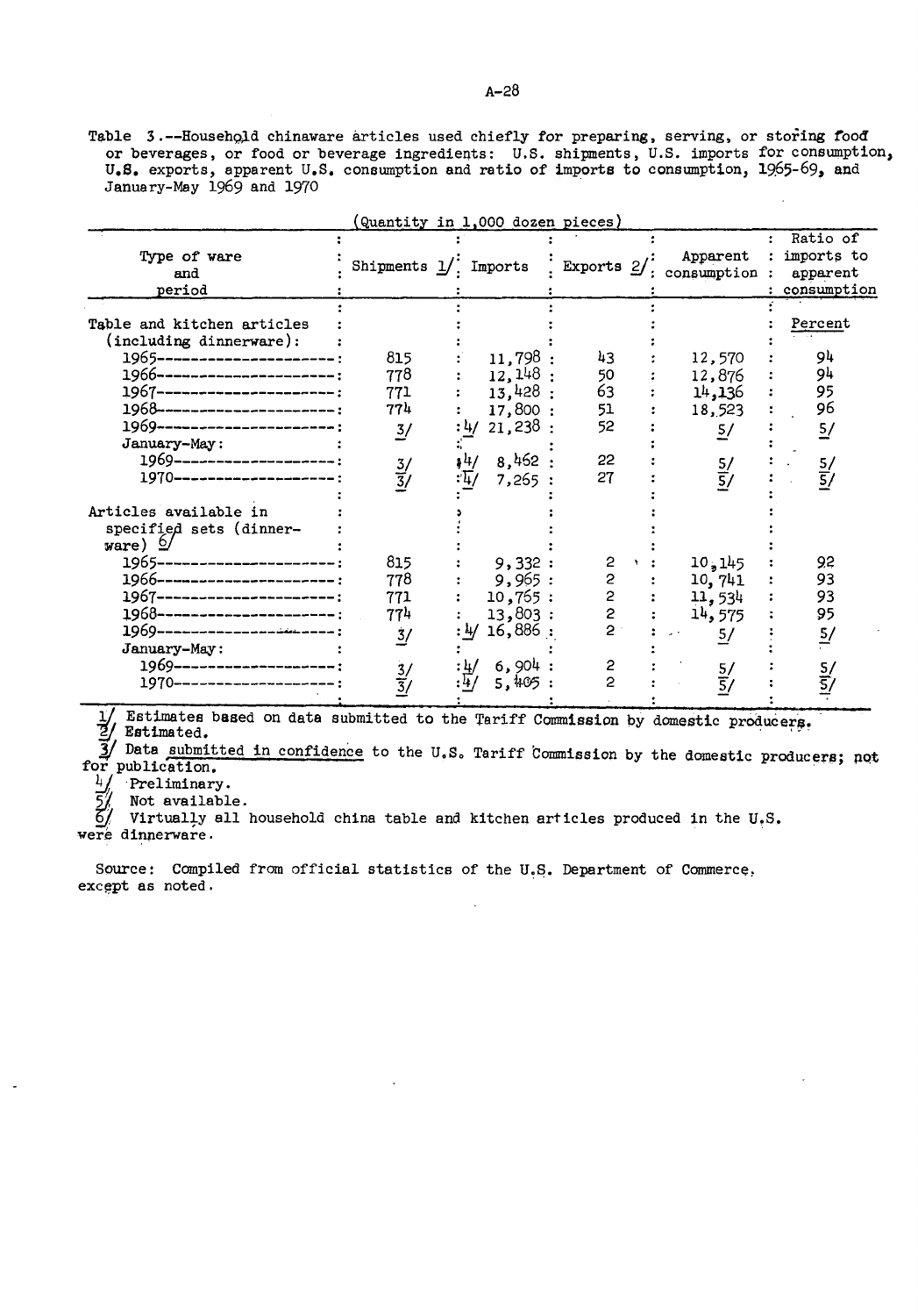Table 3.--Household chinaware articles used chiefly for preparing, serving, or storing food or beverages, or food or beverage ingredients: U.S. shipments, U.S. imports for consumption, U.S. exports, apparent U.S. consumption and ratio of imports to consumption, 1965-69, and January-May 1969 and 1970

(Quantity in 1,000 dozen pieces)

| Type of ware and period | Shipments 1/ | Imports | Exports 2/ | Apparent consumption | Ratio of imports to apparent consumption |
|---|---|---|---|---|---|
| | | | | | Percent |
| Table and kitchen articles (including dinnerware): | | | | | |
| 1965 | 815 | 11,798 | 43 | 12,570 | 94 |
| 1966 | 778 | 12,148 | 50 | 12,876 | 94 |
| 1967 | 771 | 13,428 | 63 | 14,136 | 95 |
| 1968 | 774 | 17,800 | 51 | 18,523 | 96 |
| 1969 | 3/ | 4/ 21,238 | 52 | 5/ | 5/ |
| January-May: | | | | | |
| 1969 | 3/ | 4/ 8,462 | 22 | 5/ | 5/ |
| 1970 | 3/ | 4/ 7,265 | 27 | 5/ | 5/ |
| Articles available in specified sets (dinnerware) 6/ | | | | | |
| 1965 | 815 | 9,332 | 2 | 10,145 | 92 |
| 1966 | 778 | 9,965 | 2 | 10,741 | 93 |
| 1967 | 771 | 10,765 | 2 | 11,534 | 93 |
| 1968 | 774 | 13,803 | 2 | 14,575 | 95 |
| 1969 | 3/ | 4/ 16,886 | 2 | 5/ | 5/ |
| January-May: | | | | | |
| 1969 | 3/ | 4/ 6,904 | 2 | 5/ | 5/ |
| 1970 | 3/ | 4/ 5,405 | 2 | 5/ | 5/ |

1/ Estimates based on data submitted to the Tariff Commission by domestic producers.
2/ Estimated.
3/ Data submitted in confidence to the U.S. Tariff Commission by the domestic producers; not for publication.
4/ Preliminary.
5/ Not available.
6/ Virtually all household china table and kitchen articles produced in the U.S. were dinnerware.

Source: Compiled from official statistics of the U.S. Department of Commerce, except as noted.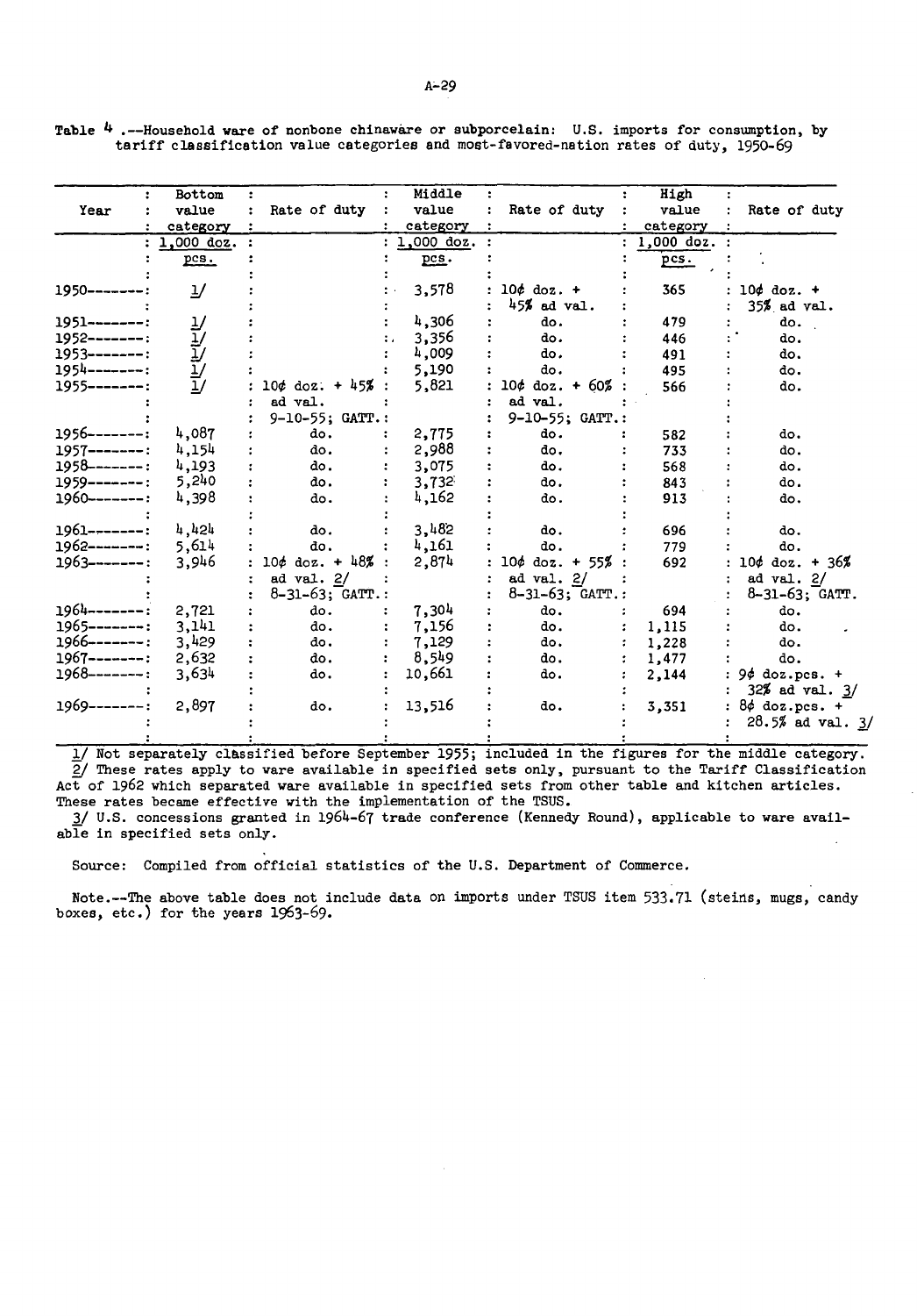Table 4.--Household ware of nonbone chinaware or subporcelain: U.S. imports for consumption, by tariff classification value categories and most-favored-nation rates of duty, 1950-69

| Year | Bottom value category | Rate of duty | Middle value category | Rate of duty | High value category | Rate of duty |
|---|---|---|---|---|---|---|
| | 1,000 doz. pcs. | | 1,000 doz. pcs. | | 1,000 doz. pcs. | |
| 1950 | 1/ | | 3,578 | 10¢ doz. + 45% ad val. | 365 | 10¢ doz. + 35% ad val. |
| 1951 | 1/ | | 4,306 | do. | 479 | do. |
| 1952 | 1/ | | 3,356 | do. | 446 | do. |
| 1953 | 1/ | | 4,009 | do. | 491 | do. |
| 1954 | 1/ | | 5,190 | do. | 495 | do. |
| 1955 | 1/ | 10¢ doz. + 45% ad val. 9-10-55; GATT. | 5,821 | 10¢ doz. + 60% ad val. 9-10-55; GATT. | 566 | do. |
| 1956 | 4,087 | do. | 2,775 | do. | 582 | do. |
| 1957 | 4,154 | do. | 2,988 | do. | 733 | do. |
| 1958 | 4,193 | do. | 3,075 | do. | 568 | do. |
| 1959 | 5,240 | do. | 3,732 | do. | 843 | do. |
| 1960 | 4,398 | do. | 4,162 | do. | 913 | do. |
| 1961 | 4,424 | do. | 3,482 | do. | 696 | do. |
| 1962 | 5,614 | do. | 4,161 | do. | 779 | do. |
| 1963 | 3,946 | 10¢ doz. + 48% ad val. 2/ 8-31-63; GATT. | 2,874 | 10¢ doz. + 55% ad val. 2/ 8-31-63; GATT. | 692 | 10¢ doz. + 36% ad val. 2/ 8-31-63; GATT. |
| 1964 | 2,721 | do. | 7,304 | do. | 694 | do. |
| 1965 | 3,141 | do. | 7,156 | do. | 1,115 | do. |
| 1966 | 3,429 | do. | 7,129 | do. | 1,228 | do. |
| 1967 | 2,632 | do. | 8,549 | do. | 1,477 | do. |
| 1968 | 3,634 | do. | 10,661 | do. | 2,144 | 9¢ doz.pcs. + 32% ad val. 3/ |
| 1969 | 2,897 | do. | 13,516 | do. | 3,351 | 8¢ doz.pcs. + 28.5% ad val. 3/ |

1/ Not separately classified before September 1955; included in the figures for the middle category.
2/ These rates apply to ware available in specified sets only, pursuant to the Tariff Classification Act of 1962 which separated ware available in specified sets from other table and kitchen articles. These rates became effective with the implementation of the TSUS.
3/ U.S. concessions granted in 1964-67 trade conference (Kennedy Round), applicable to ware available in specified sets only.

Source: Compiled from official statistics of the U.S. Department of Commerce.

Note.--The above table does not include data on imports under TSUS item 533.71 (steins, mugs, candy boxes, etc.) for the years 1963-69.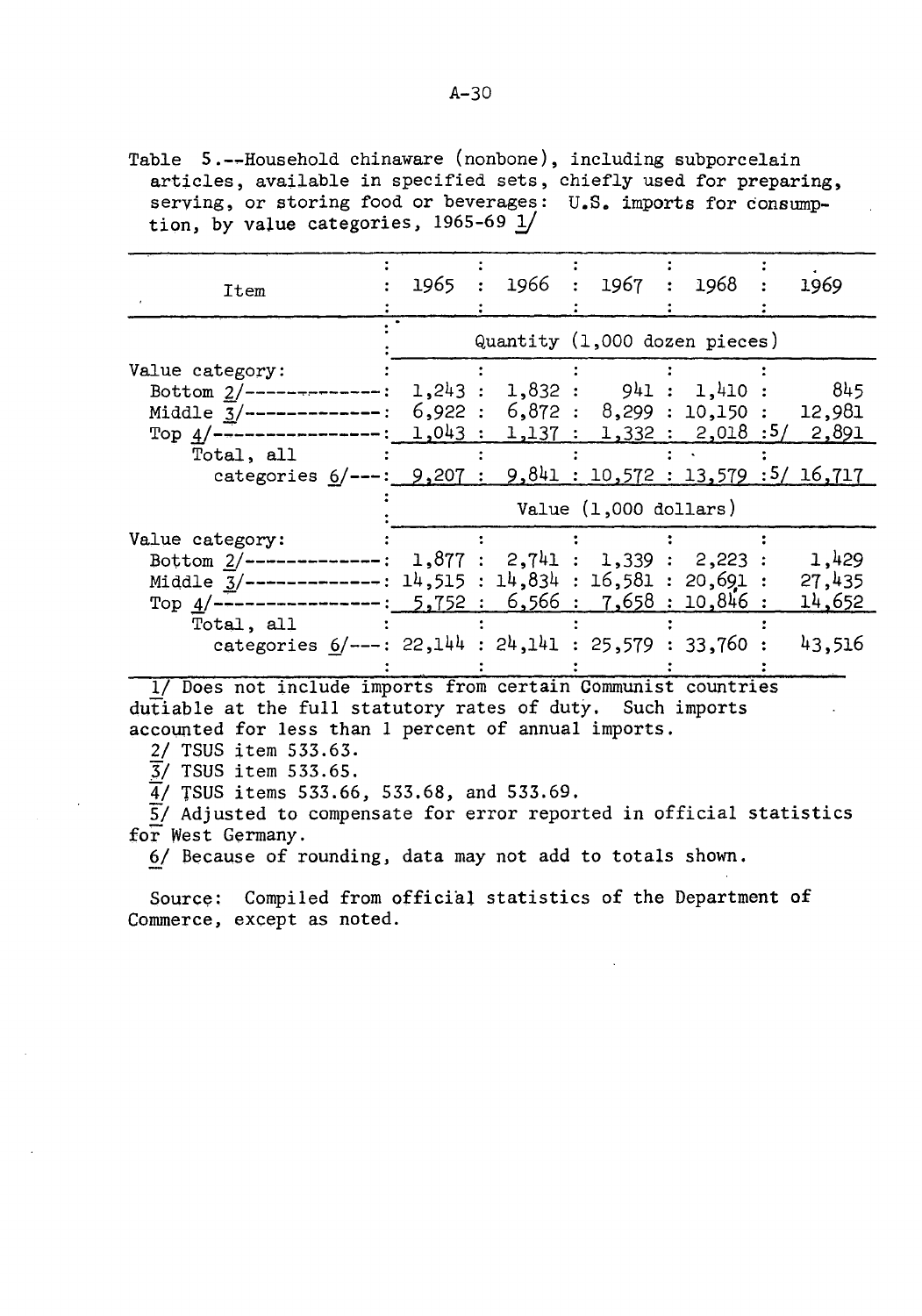Table 5.--Household chinaware (nonbone), including subporcelain articles, available in specified sets, chiefly used for preparing, serving, or storing food or beverages: U.S. imports for consumption, by value categories, 1965-69 1/

| Item | 1965 | 1966 | 1967 | 1968 | 1969 |
|---|---|---|---|---|---|
| | Quantity (1,000 dozen pieces) | | | | |
| Value category: | | | | | |
| Bottom 2/ | 1,243 | 1,832 | 941 | 1,410 | 845 |
| Middle 3/ | 6,922 | 6,872 | 8,299 | 10,150 | 12,981 |
| Top 4/ | 1,043 | 1,137 | 1,332 | 2,018 | 5/ 2,891 |
| Total, all categories 6/ | 9,207 | 9,841 | 10,572 | 13,579 | 5/ 16,717 |
| | Value (1,000 dollars) | | | | |
| Value category: | | | | | |
| Bottom 2/ | 1,877 | 2,741 | 1,339 | 2,223 | 1,429 |
| Middle 3/ | 14,515 | 14,834 | 16,581 | 20,691 | 27,435 |
| Top 4/ | 5,752 | 6,566 | 7,658 | 10,846 | 14,652 |
| Total, all categories 6/ | 22,144 | 24,141 | 25,579 | 33,760 | 43,516 |

1/ Does not include imports from certain Communist countries dutiable at the full statutory rates of duty. Such imports accounted for less than 1 percent of annual imports.

2/ TSUS item 533.63.

3/ TSUS item 533.65.

4/ TSUS items 533.66, 533.68, and 533.69.

5/ Adjusted to compensate for error reported in official statistics for West Germany.

6/ Because of rounding, data may not add to totals shown.

Source: Compiled from official statistics of the Department of Commerce, except as noted.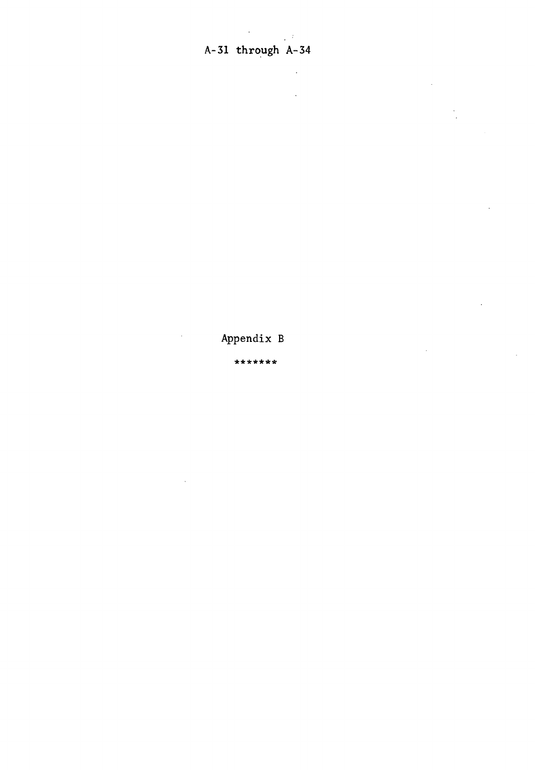A-31 through A-34

Appendix B

*******